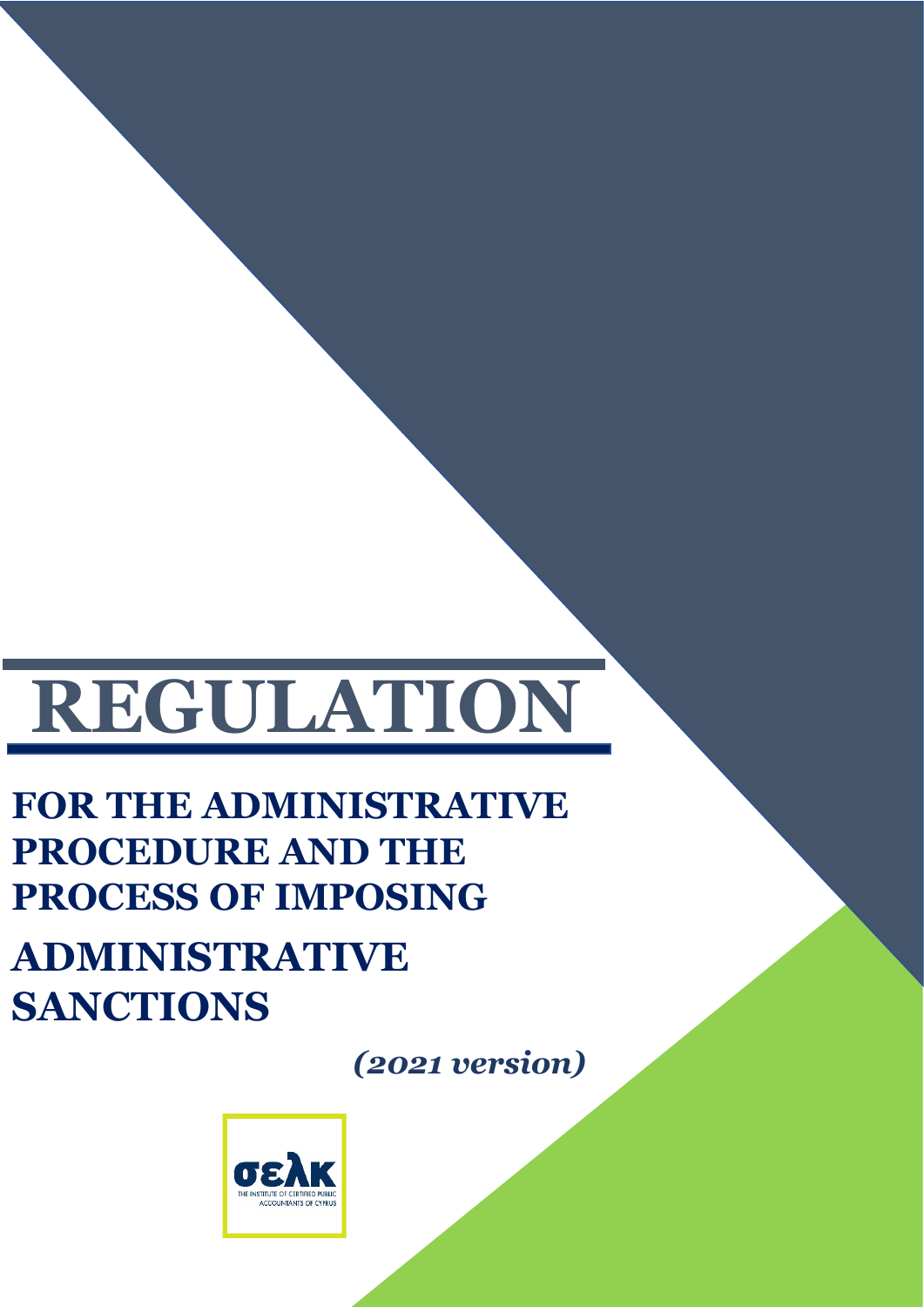# REGULATION

## FOR THE ADMINISTRATIVE PROCEDURE AND THE PROCESS OF IMPOSING ADMINISTRATIVE SANCTIONS

*(2021 version)*

σελκ

THE INSTITUTE OF CERTIFIED PUBLIC ACCOUNTANTS OF CYPRUS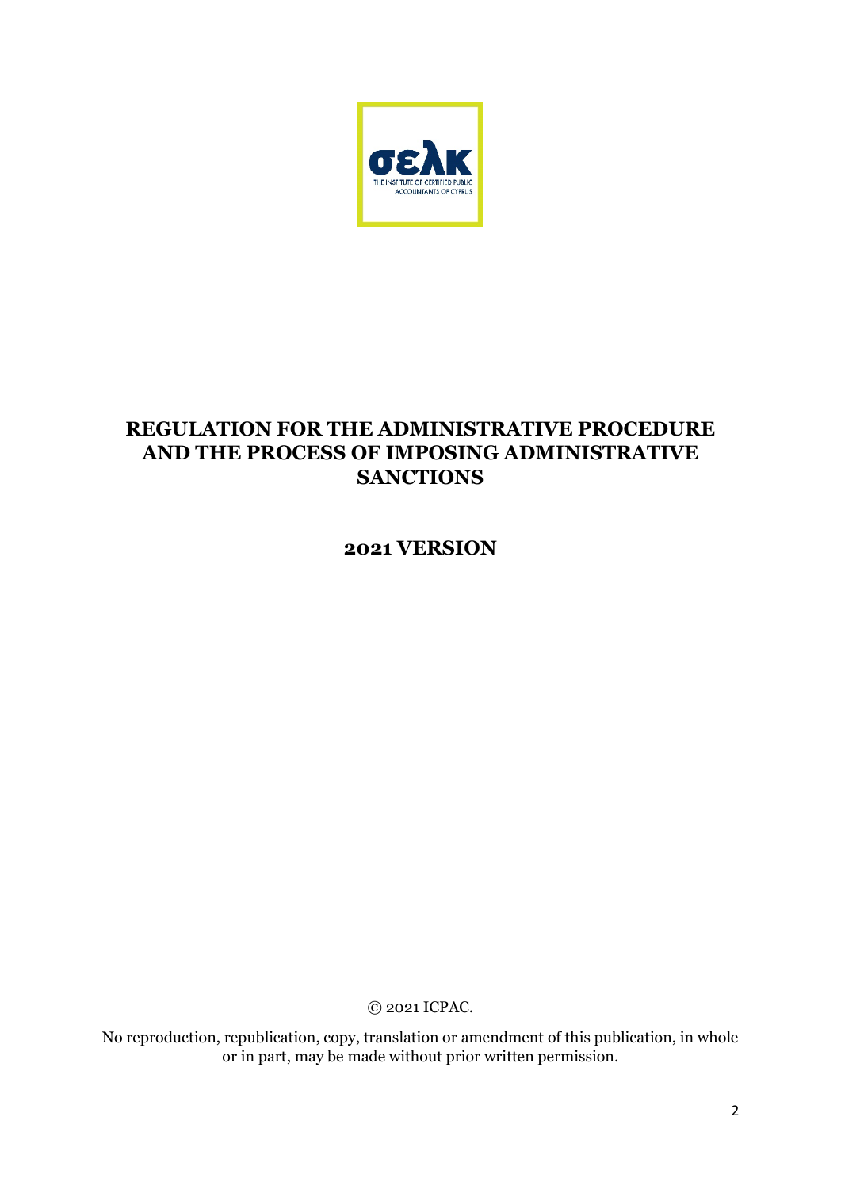# REGULATION FOR THE ADMINISTRATIVE PROCEDURE AND THE PROCESS OF IMPOSING ADMINISTRATIVE SANCTIONS

## 2021 VERSION

© 2021 ICPAC.

No reproduction, republication, copy, translation or amendment of this publication, in whole or in part, may be made without prior written permission.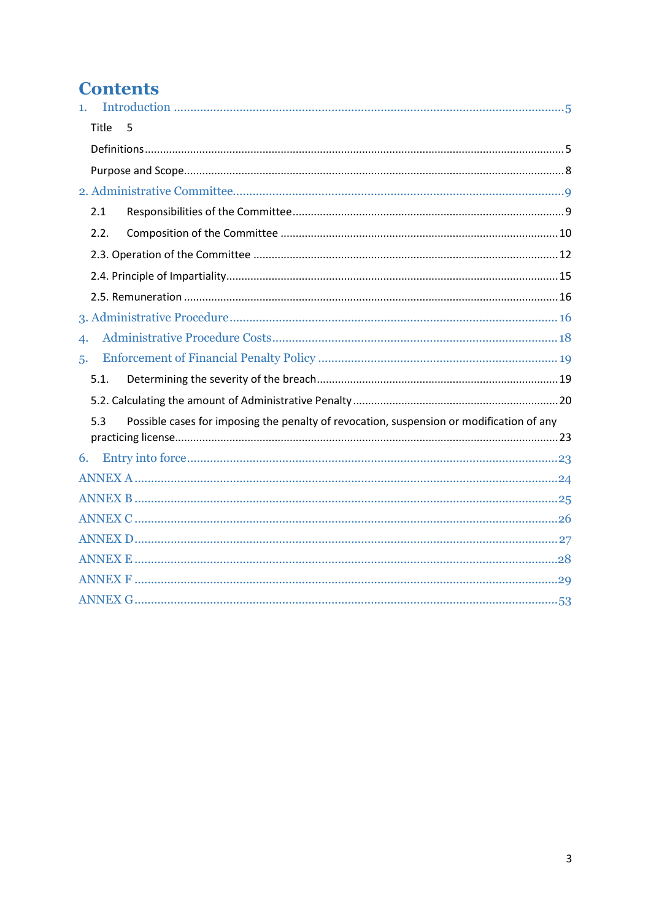# Contents

1. Introduction ....................................................................................................................5

   Title 5

   Definitions .....................................................................................................................5

   Purpose and Scope.........................................................................................................8

2. Administrative Committee..............................................................................................9

   2.1 Responsibilities of the Committee ...........................................................................9

   2.2. Composition of the Committee ..............................................................................10

   2.3. Operation of the Committee ..................................................................................12

   2.4. Principle of Impartiality..........................................................................................15

   2.5. Remuneration .........................................................................................................16

3. Administrative Procedure...............................................................................................16

4. Administrative Procedure Costs......................................................................................18

5. Enforcement of Financial Penalty Policy .........................................................................19

   5.1. Determining the severity of the breach...................................................................19

   5.2. Calculating the amount of Administrative Penalty ..................................................20

   5.3 Possible cases for imposing the penalty of revocation, suspension or modification of any practicing license...................................................................................................23

6. Entry into force...............................................................................................................23

ANNEX A ...........................................................................................................................24

ANNEX B ...........................................................................................................................25

ANNEX C ...........................................................................................................................26

ANNEX D ...........................................................................................................................27

ANNEX E ...........................................................................................................................28

ANNEX F ...........................................................................................................................29

ANNEX G ...........................................................................................................................53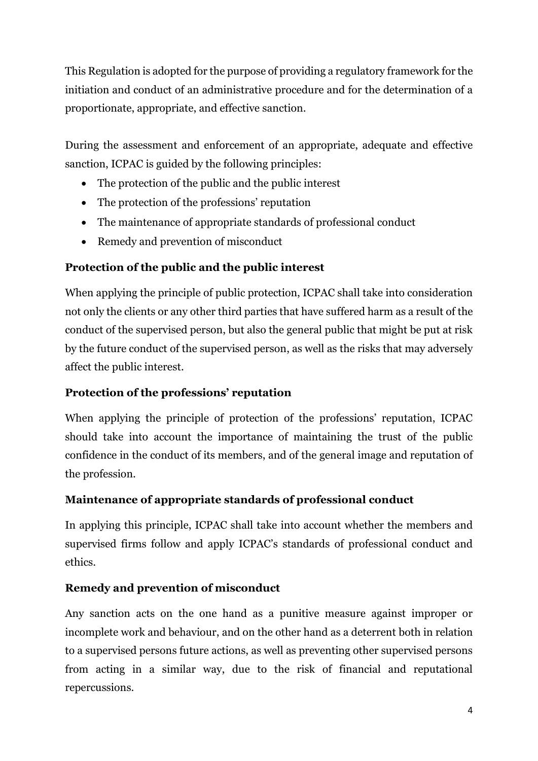This Regulation is adopted for the purpose of providing a regulatory framework for the initiation and conduct of an administrative procedure and for the determination of a proportionate, appropriate, and effective sanction.

During the assessment and enforcement of an appropriate, adequate and effective sanction, ICPAC is guided by the following principles:

- The protection of the public and the public interest
- The protection of the professions' reputation
- The maintenance of appropriate standards of professional conduct
- Remedy and prevention of misconduct

**Protection of the public and the public interest**

When applying the principle of public protection, ICPAC shall take into consideration not only the clients or any other third parties that have suffered harm as a result of the conduct of the supervised person, but also the general public that might be put at risk by the future conduct of the supervised person, as well as the risks that may adversely affect the public interest.

**Protection of the professions' reputation**

When applying the principle of protection of the professions' reputation, ICPAC should take into account the importance of maintaining the trust of the public confidence in the conduct of its members, and of the general image and reputation of the profession.

**Maintenance of appropriate standards of professional conduct**

In applying this principle, ICPAC shall take into account whether the members and supervised firms follow and apply ICPAC's standards of professional conduct and ethics.

**Remedy and prevention of misconduct**

Any sanction acts on the one hand as a punitive measure against improper or incomplete work and behaviour, and on the other hand as a deterrent both in relation to a supervised persons future actions, as well as preventing other supervised persons from acting in a similar way, due to the risk of financial and reputational repercussions.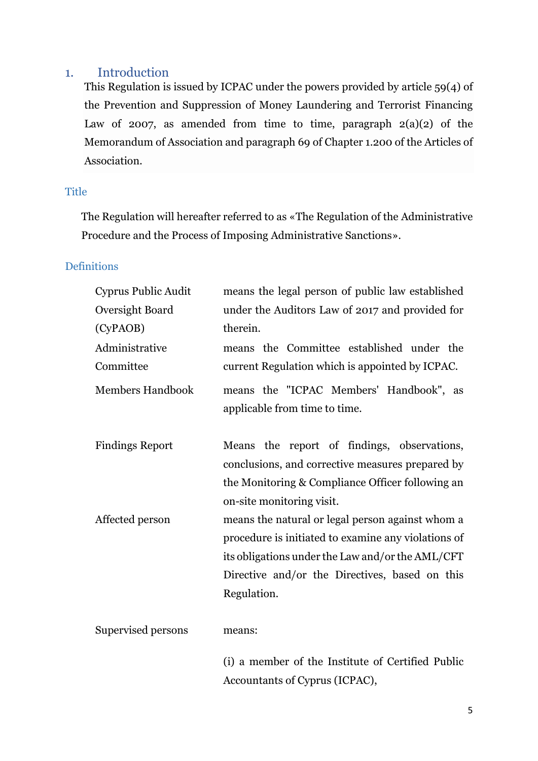# 1. Introduction

This Regulation is issued by ICPAC under the powers provided by article 59(4) of the Prevention and Suppression of Money Laundering and Terrorist Financing Law of 2007, as amended from time to time, paragraph 2(a)(2) of the Memorandum of Association and paragraph 69 of Chapter 1.200 of the Articles of Association.

## Title

The Regulation will hereafter referred to as «The Regulation of the Administrative Procedure and the Process of Imposing Administrative Sanctions».

## Definitions

| | |
|---|---|
| Cyprus Public Audit Oversight Board (CyPAOB) | means the legal person of public law established under the Auditors Law of 2017 and provided for therein. |
| Administrative Committee | means the Committee established under the current Regulation which is appointed by ICPAC. |
| Members Handbook | means the "ICPAC Members' Handbook", as applicable from time to time. |
| Findings Report | Means the report of findings, observations, conclusions, and corrective measures prepared by the Monitoring & Compliance Officer following an on-site monitoring visit. |
| Affected person | means the natural or legal person against whom a procedure is initiated to examine any violations of its obligations under the Law and/or the AML/CFT Directive and/or the Directives, based on this Regulation. |
| Supervised persons | means:<br><br>(i) a member of the Institute of Certified Public Accountants of Cyprus (ICPAC), |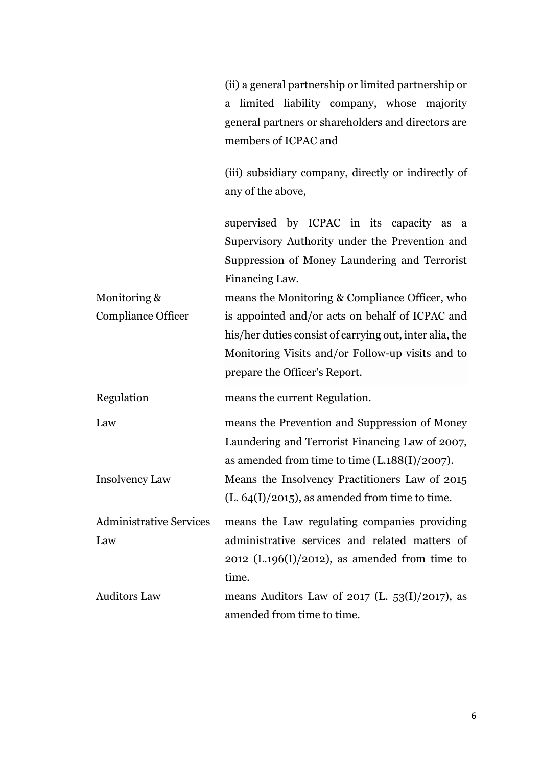| | |
|---|---|
| | (ii) a general partnership or limited partnership or a limited liability company, whose majority general partners or shareholders and directors are members of ICPAC and<br><br>(iii) subsidiary company, directly or indirectly of any of the above,<br><br>supervised by ICPAC in its capacity as a Supervisory Authority under the Prevention and Suppression of Money Laundering and Terrorist Financing Law. |
| Monitoring & Compliance Officer | means the Monitoring & Compliance Officer, who is appointed and/or acts on behalf of ICPAC and his/her duties consist of carrying out, inter alia, the Monitoring Visits and/or Follow-up visits and to prepare the Officer's Report. |
| Regulation | means the current Regulation. |
| Law | means the Prevention and Suppression of Money Laundering and Terrorist Financing Law of 2007, as amended from time to time (L.188(I)/2007). |
| Insolvency Law | Means the Insolvency Practitioners Law of 2015 (L. 64(I)/2015), as amended from time to time. |
| Administrative Services Law | means the Law regulating companies providing administrative services and related matters of 2012 (L.196(I)/2012), as amended from time to time. |
| Auditors Law | means Auditors Law of 2017 (L. 53(I)/2017), as amended from time to time. |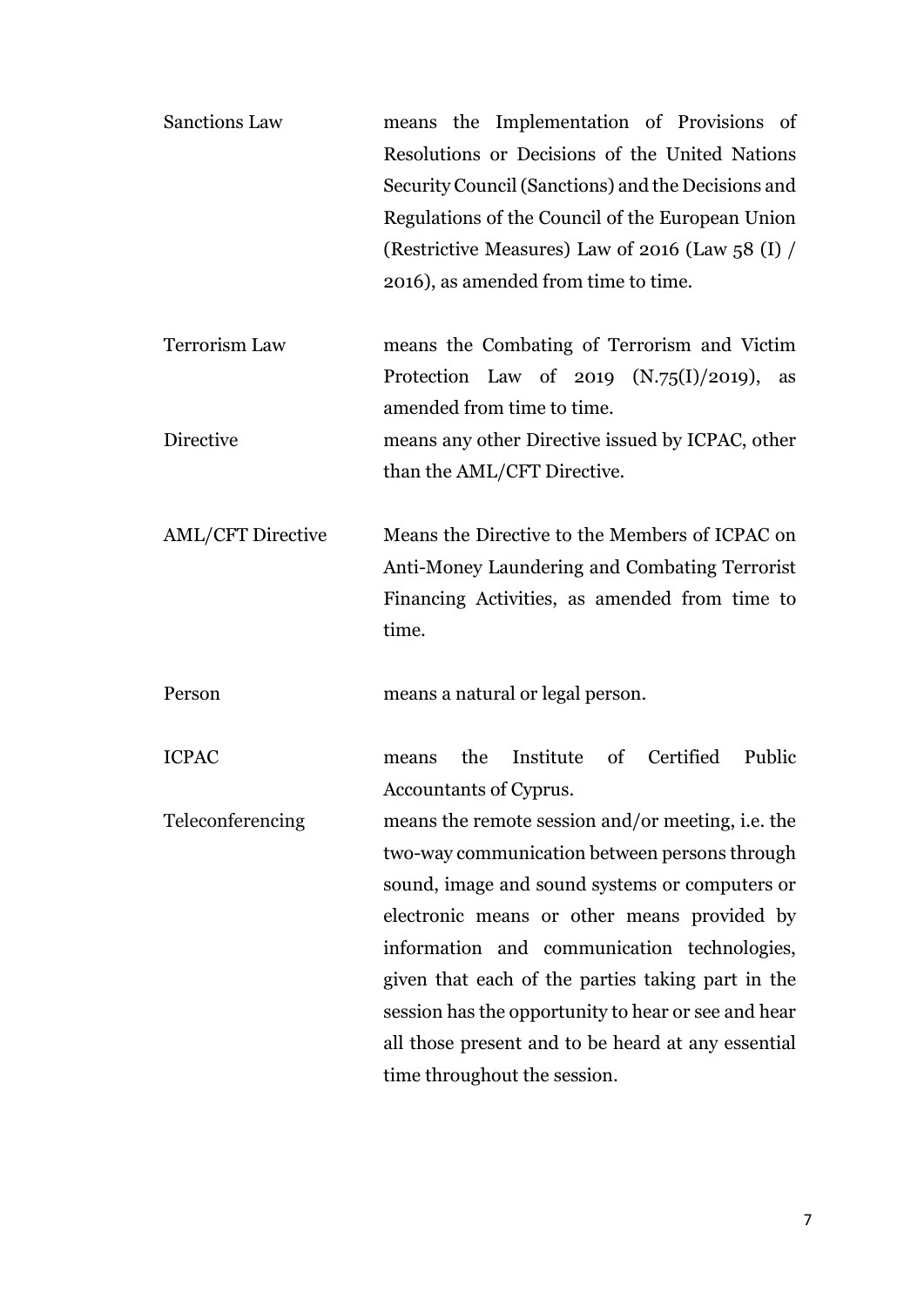| | |
|---|---|
| Sanctions Law | means the Implementation of Provisions of Resolutions or Decisions of the United Nations Security Council (Sanctions) and the Decisions and Regulations of the Council of the European Union (Restrictive Measures) Law of 2016 (Law 58 (I) / 2016), as amended from time to time. |
| Terrorism Law | means the Combating of Terrorism and Victim Protection Law of 2019 (N.75(I)/2019), as amended from time to time. |
| Directive | means any other Directive issued by ICPAC, other than the AML/CFT Directive. |
| AML/CFT Directive | Means the Directive to the Members of ICPAC on Anti-Money Laundering and Combating Terrorist Financing Activities, as amended from time to time. |
| Person | means a natural or legal person. |
| ICPAC | means the Institute of Certified Public Accountants of Cyprus. |
| Teleconferencing | means the remote session and/or meeting, i.e. the two-way communication between persons through sound, image and sound systems or computers or electronic means or other means provided by information and communication technologies, given that each of the parties taking part in the session has the opportunity to hear or see and hear all those present and to be heard at any essential time throughout the session. |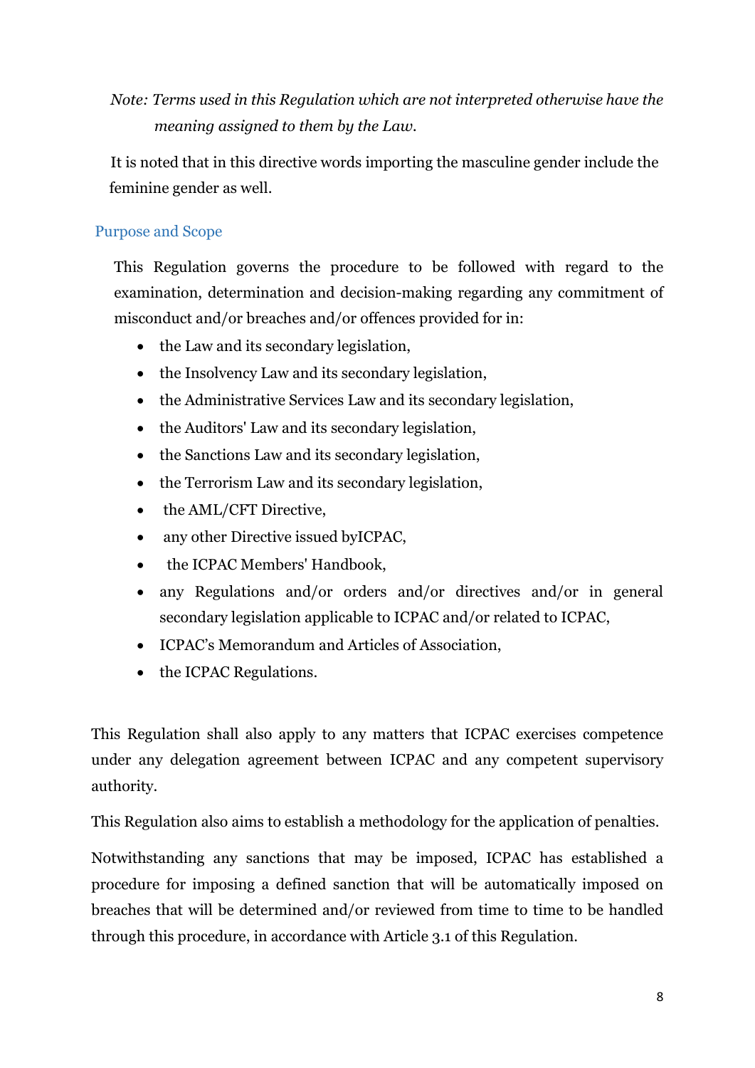*Note: Terms used in this Regulation which are not interpreted otherwise have the meaning assigned to them by the Law.*

It is noted that in this directive words importing the masculine gender include the feminine gender as well.

## Purpose and Scope

This Regulation governs the procedure to be followed with regard to the examination, determination and decision-making regarding any commitment of misconduct and/or breaches and/or offences provided for in:

- the Law and its secondary legislation,
- the Insolvency Law and its secondary legislation,
- the Administrative Services Law and its secondary legislation,
- the Auditors' Law and its secondary legislation,
- the Sanctions Law and its secondary legislation,
- the Terrorism Law and its secondary legislation,
- the AML/CFT Directive,
- any other Directive issued byICPAC,
- the ICPAC Members' Handbook,
- any Regulations and/or orders and/or directives and/or in general secondary legislation applicable to ICPAC and/or related to ICPAC,
- ICPAC's Memorandum and Articles of Association,
- the ICPAC Regulations.

This Regulation shall also apply to any matters that ICPAC exercises competence under any delegation agreement between ICPAC and any competent supervisory authority.

This Regulation also aims to establish a methodology for the application of penalties.

Notwithstanding any sanctions that may be imposed, ICPAC has established a procedure for imposing a defined sanction that will be automatically imposed on breaches that will be determined and/or reviewed from time to time to be handled through this procedure, in accordance with Article 3.1 of this Regulation.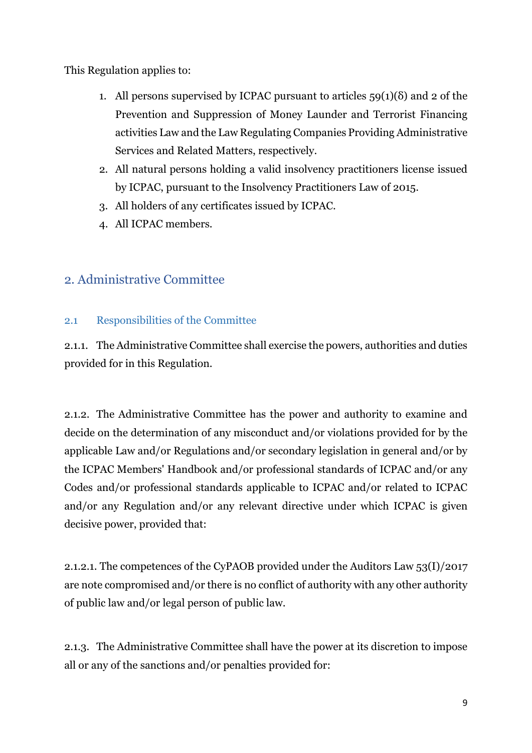This Regulation applies to:

1. All persons supervised by ICPAC pursuant to articles 59(1)(δ) and 2 of the Prevention and Suppression of Money Launder and Terrorist Financing activities Law and the Law Regulating Companies Providing Administrative Services and Related Matters, respectively.
2. All natural persons holding a valid insolvency practitioners license issued by ICPAC, pursuant to the Insolvency Practitioners Law of 2015.
3. All holders of any certificates issued by ICPAC.
4. All ICPAC members.

## 2. Administrative Committee

### 2.1 Responsibilities of the Committee

2.1.1. The Administrative Committee shall exercise the powers, authorities and duties provided for in this Regulation.

2.1.2. The Administrative Committee has the power and authority to examine and decide on the determination of any misconduct and/or violations provided for by the applicable Law and/or Regulations and/or secondary legislation in general and/or by the ICPAC Members' Handbook and/or professional standards of ICPAC and/or any Codes and/or professional standards applicable to ICPAC and/or related to ICPAC and/or any Regulation and/or any relevant directive under which ICPAC is given decisive power, provided that:

2.1.2.1. The competences of the CyPAOB provided under the Auditors Law 53(I)/2017 are note compromised and/or there is no conflict of authority with any other authority of public law and/or legal person of public law.

2.1.3. The Administrative Committee shall have the power at its discretion to impose all or any of the sanctions and/or penalties provided for: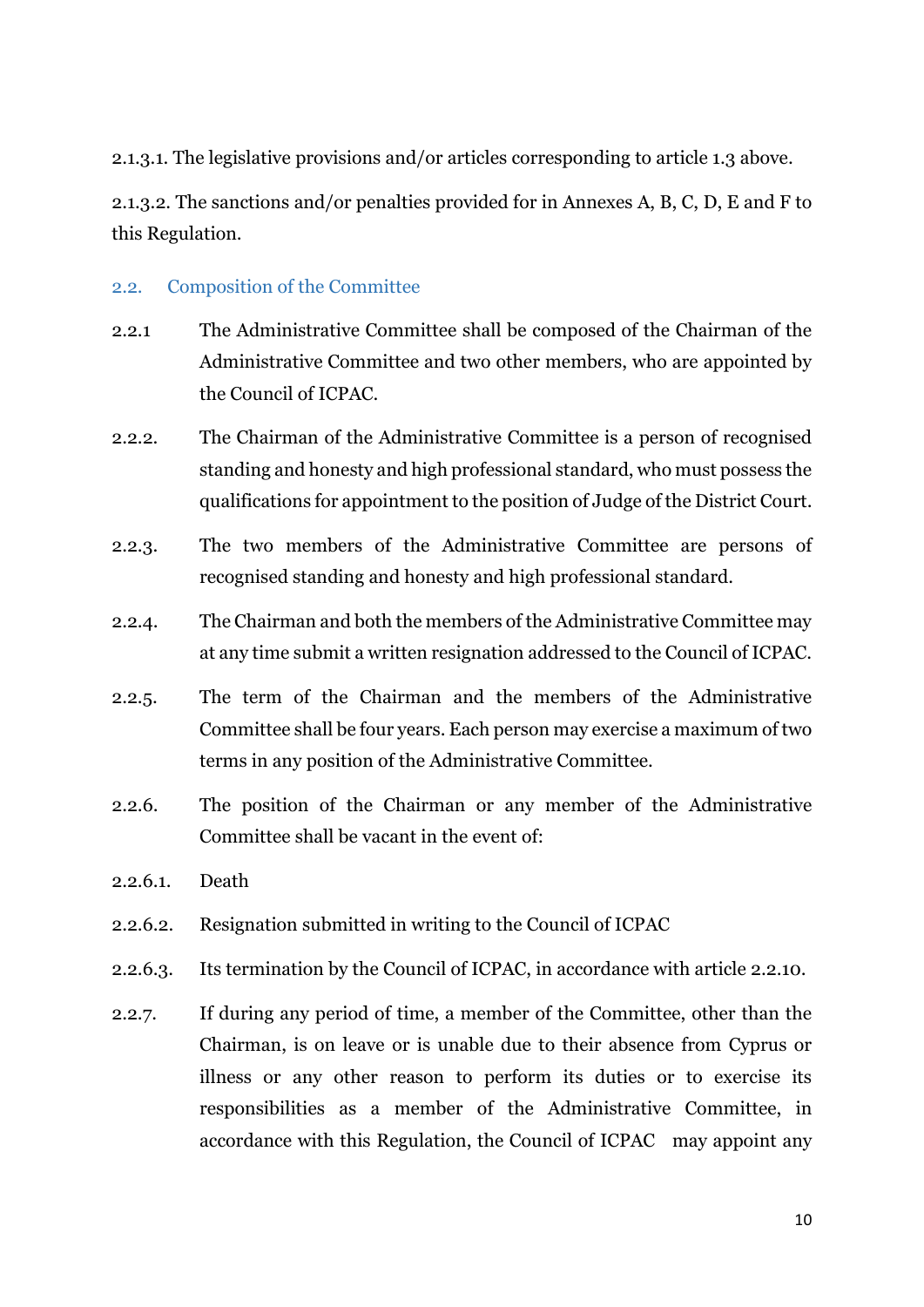2.1.3.1. The legislative provisions and/or articles corresponding to article 1.3 above.

2.1.3.2. The sanctions and/or penalties provided for in Annexes A, B, C, D, E and F to this Regulation.

## 2.2. Composition of the Committee

2.2.1 The Administrative Committee shall be composed of the Chairman of the Administrative Committee and two other members, who are appointed by the Council of ICPAC.

2.2.2. The Chairman of the Administrative Committee is a person of recognised standing and honesty and high professional standard, who must possess the qualifications for appointment to the position of Judge of the District Court.

2.2.3. The two members of the Administrative Committee are persons of recognised standing and honesty and high professional standard.

2.2.4. The Chairman and both the members of the Administrative Committee may at any time submit a written resignation addressed to the Council of ICPAC.

2.2.5. The term of the Chairman and the members of the Administrative Committee shall be four years. Each person may exercise a maximum of two terms in any position of the Administrative Committee.

2.2.6. The position of the Chairman or any member of the Administrative Committee shall be vacant in the event of:

2.2.6.1. Death

2.2.6.2. Resignation submitted in writing to the Council of ICPAC

2.2.6.3. Its termination by the Council of ICPAC, in accordance with article 2.2.10.

2.2.7. If during any period of time, a member of the Committee, other than the Chairman, is on leave or is unable due to their absence from Cyprus or illness or any other reason to perform its duties or to exercise its responsibilities as a member of the Administrative Committee, in accordance with this Regulation, the Council of ICPAC may appoint any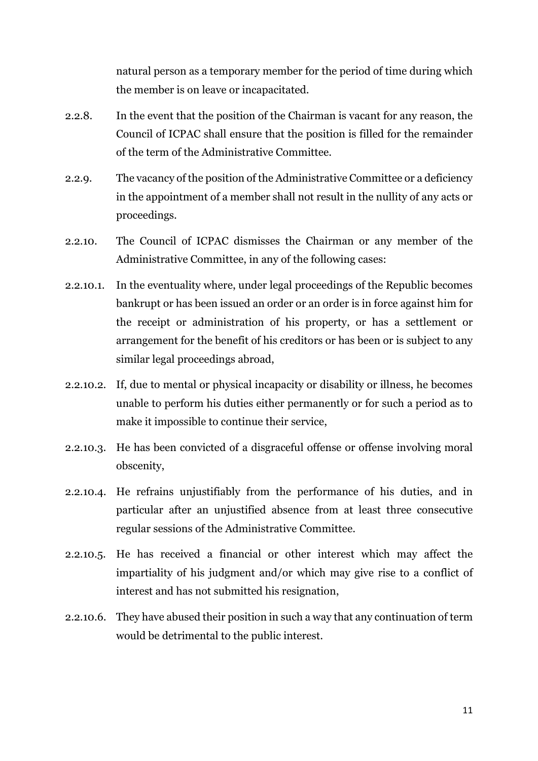natural person as a temporary member for the period of time during which the member is on leave or incapacitated.

2.2.8. In the event that the position of the Chairman is vacant for any reason, the Council of ICPAC shall ensure that the position is filled for the remainder of the term of the Administrative Committee.

2.2.9. The vacancy of the position of the Administrative Committee or a deficiency in the appointment of a member shall not result in the nullity of any acts or proceedings.

2.2.10. The Council of ICPAC dismisses the Chairman or any member of the Administrative Committee, in any of the following cases:

2.2.10.1. In the eventuality where, under legal proceedings of the Republic becomes bankrupt or has been issued an order or an order is in force against him for the receipt or administration of his property, or has a settlement or arrangement for the benefit of his creditors or has been or is subject to any similar legal proceedings abroad,

2.2.10.2. If, due to mental or physical incapacity or disability or illness, he becomes unable to perform his duties either permanently or for such a period as to make it impossible to continue their service,

2.2.10.3. He has been convicted of a disgraceful offense or offense involving moral obscenity,

2.2.10.4. He refrains unjustifiably from the performance of his duties, and in particular after an unjustified absence from at least three consecutive regular sessions of the Administrative Committee.

2.2.10.5. He has received a financial or other interest which may affect the impartiality of his judgment and/or which may give rise to a conflict of interest and has not submitted his resignation,

2.2.10.6. They have abused their position in such a way that any continuation of term would be detrimental to the public interest.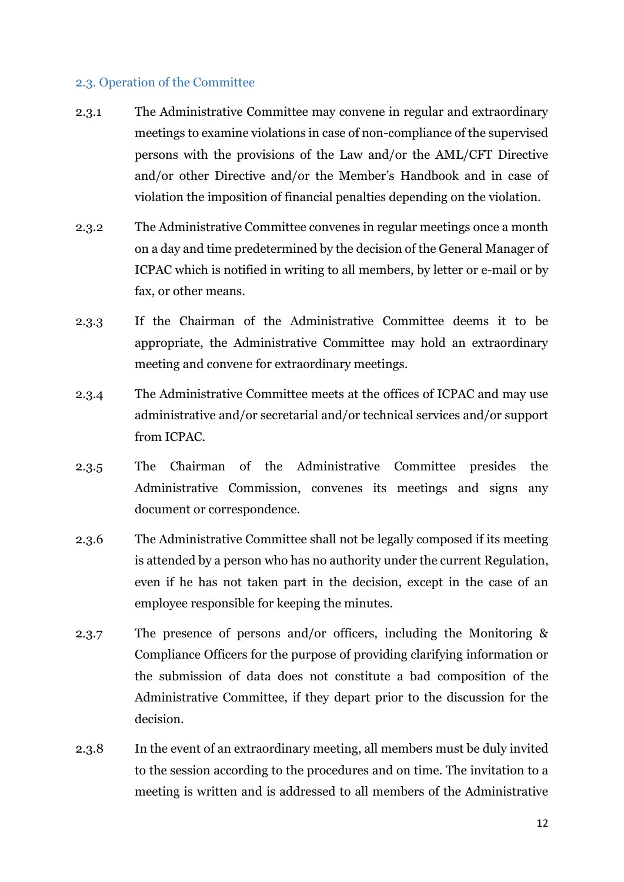### 2.3. Operation of the Committee

2.3.1 The Administrative Committee may convene in regular and extraordinary meetings to examine violations in case of non-compliance of the supervised persons with the provisions of the Law and/or the AML/CFT Directive and/or other Directive and/or the Member's Handbook and in case of violation the imposition of financial penalties depending on the violation.

2.3.2 The Administrative Committee convenes in regular meetings once a month on a day and time predetermined by the decision of the General Manager of ICPAC which is notified in writing to all members, by letter or e-mail or by fax, or other means.

2.3.3 If the Chairman of the Administrative Committee deems it to be appropriate, the Administrative Committee may hold an extraordinary meeting and convene for extraordinary meetings.

2.3.4 The Administrative Committee meets at the offices of ICPAC and may use administrative and/or secretarial and/or technical services and/or support from ICPAC.

2.3.5 The Chairman of the Administrative Committee presides the Administrative Commission, convenes its meetings and signs any document or correspondence.

2.3.6 The Administrative Committee shall not be legally composed if its meeting is attended by a person who has no authority under the current Regulation, even if he has not taken part in the decision, except in the case of an employee responsible for keeping the minutes.

2.3.7 The presence of persons and/or officers, including the Monitoring & Compliance Officers for the purpose of providing clarifying information or the submission of data does not constitute a bad composition of the Administrative Committee, if they depart prior to the discussion for the decision.

2.3.8 In the event of an extraordinary meeting, all members must be duly invited to the session according to the procedures and on time. The invitation to a meeting is written and is addressed to all members of the Administrative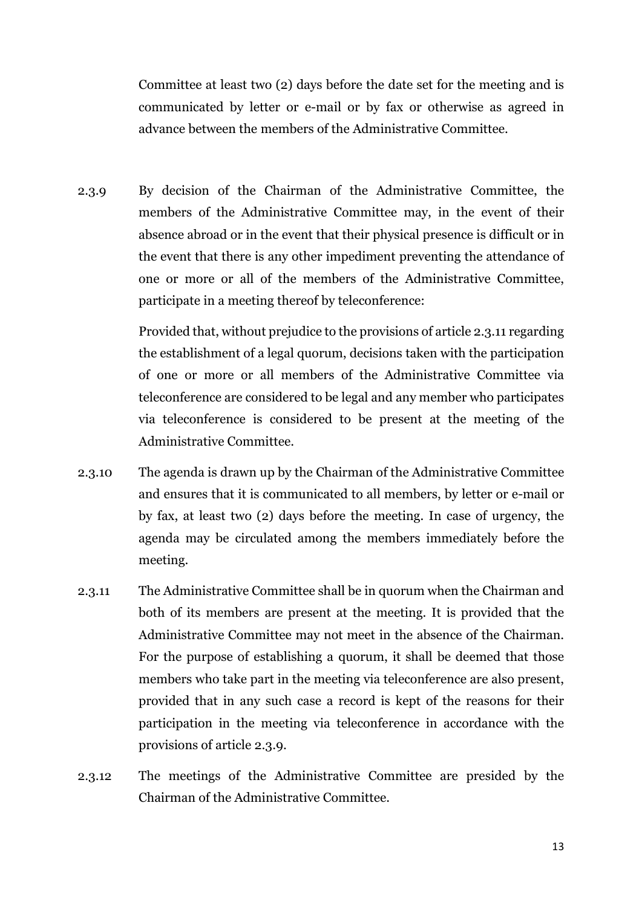Committee at least two (2) days before the date set for the meeting and is communicated by letter or e-mail or by fax or otherwise as agreed in advance between the members of the Administrative Committee.

2.3.9 By decision of the Chairman of the Administrative Committee, the members of the Administrative Committee may, in the event of their absence abroad or in the event that their physical presence is difficult or in the event that there is any other impediment preventing the attendance of one or more or all of the members of the Administrative Committee, participate in a meeting thereof by teleconference:

Provided that, without prejudice to the provisions of article 2.3.11 regarding the establishment of a legal quorum, decisions taken with the participation of one or more or all members of the Administrative Committee via teleconference are considered to be legal and any member who participates via teleconference is considered to be present at the meeting of the Administrative Committee.

2.3.10 The agenda is drawn up by the Chairman of the Administrative Committee and ensures that it is communicated to all members, by letter or e-mail or by fax, at least two (2) days before the meeting. In case of urgency, the agenda may be circulated among the members immediately before the meeting.

2.3.11 The Administrative Committee shall be in quorum when the Chairman and both of its members are present at the meeting. It is provided that the Administrative Committee may not meet in the absence of the Chairman. For the purpose of establishing a quorum, it shall be deemed that those members who take part in the meeting via teleconference are also present, provided that in any such case a record is kept of the reasons for their participation in the meeting via teleconference in accordance with the provisions of article 2.3.9.

2.3.12 The meetings of the Administrative Committee are presided by the Chairman of the Administrative Committee.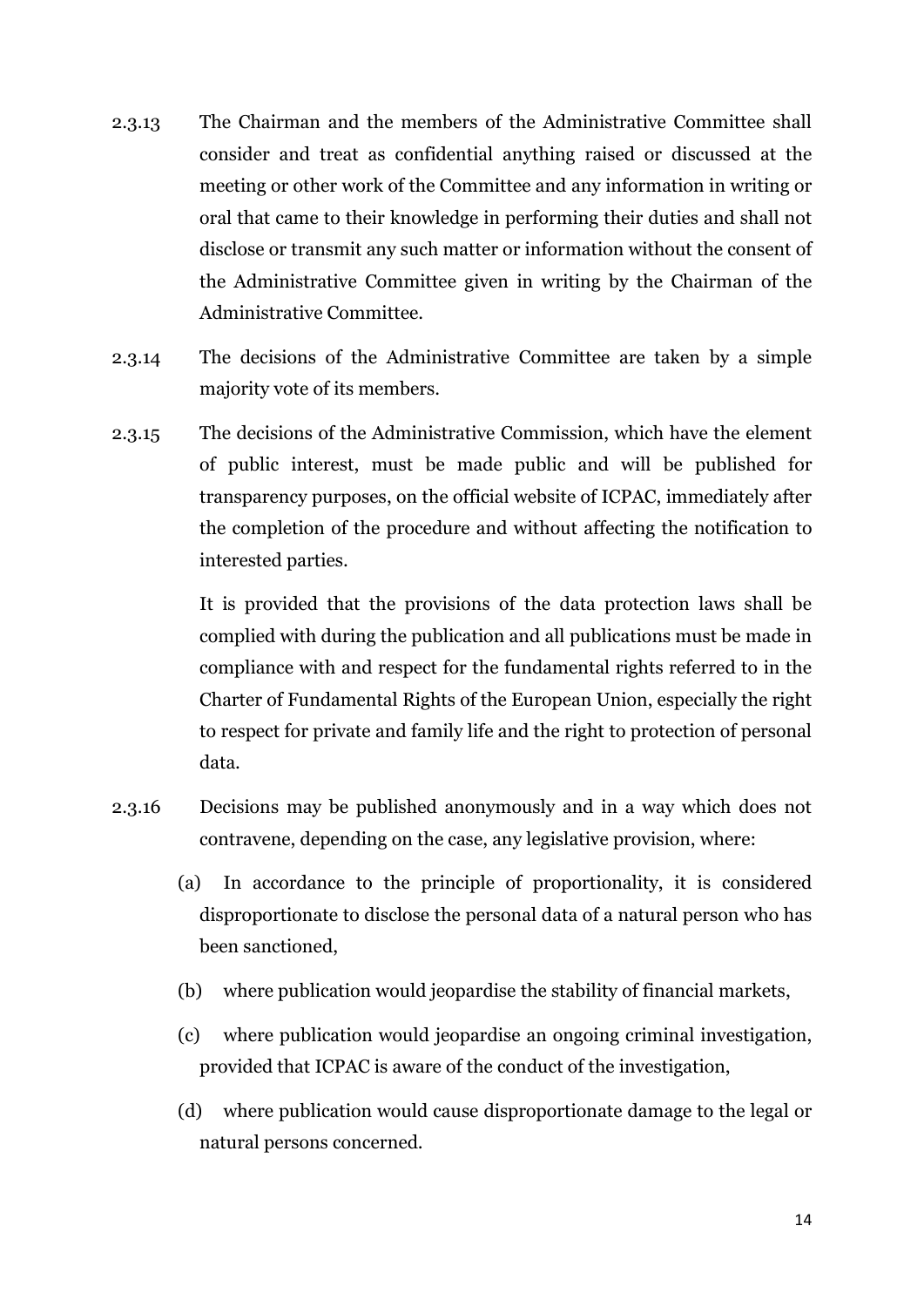2.3.13 The Chairman and the members of the Administrative Committee shall consider and treat as confidential anything raised or discussed at the meeting or other work of the Committee and any information in writing or oral that came to their knowledge in performing their duties and shall not disclose or transmit any such matter or information without the consent of the Administrative Committee given in writing by the Chairman of the Administrative Committee.

2.3.14 The decisions of the Administrative Committee are taken by a simple majority vote of its members.

2.3.15 The decisions of the Administrative Commission, which have the element of public interest, must be made public and will be published for transparency purposes, on the official website of ICPAC, immediately after the completion of the procedure and without affecting the notification to interested parties.

It is provided that the provisions of the data protection laws shall be complied with during the publication and all publications must be made in compliance with and respect for the fundamental rights referred to in the Charter of Fundamental Rights of the European Union, especially the right to respect for private and family life and the right to protection of personal data.

2.3.16 Decisions may be published anonymously and in a way which does not contravene, depending on the case, any legislative provision, where:

(a) In accordance to the principle of proportionality, it is considered disproportionate to disclose the personal data of a natural person who has been sanctioned,

(b) where publication would jeopardise the stability of financial markets,

(c) where publication would jeopardise an ongoing criminal investigation, provided that ICPAC is aware of the conduct of the investigation,

(d) where publication would cause disproportionate damage to the legal or natural persons concerned.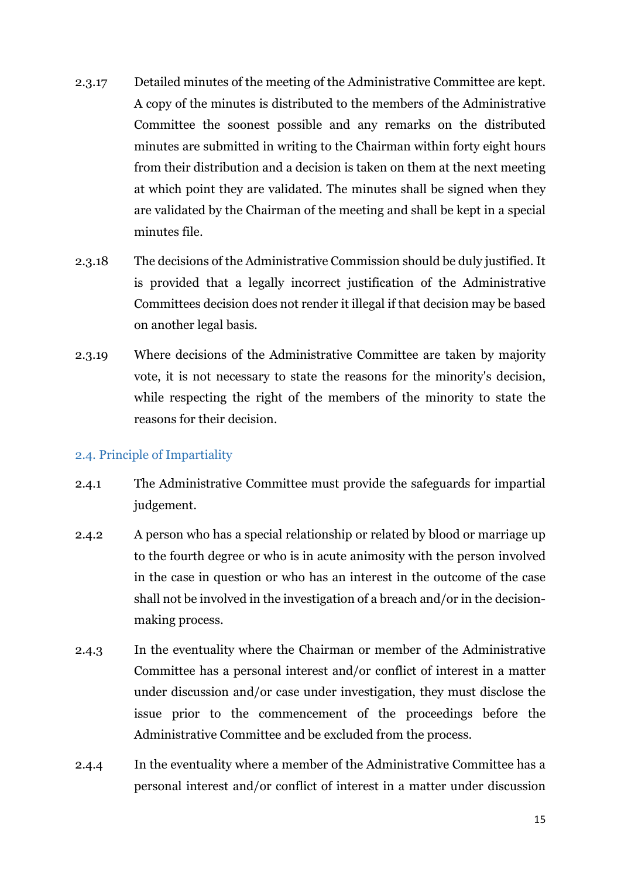2.3.17 Detailed minutes of the meeting of the Administrative Committee are kept. A copy of the minutes is distributed to the members of the Administrative Committee the soonest possible and any remarks on the distributed minutes are submitted in writing to the Chairman within forty eight hours from their distribution and a decision is taken on them at the next meeting at which point they are validated. The minutes shall be signed when they are validated by the Chairman of the meeting and shall be kept in a special minutes file.

2.3.18 The decisions of the Administrative Commission should be duly justified. It is provided that a legally incorrect justification of the Administrative Committees decision does not render it illegal if that decision may be based on another legal basis.

2.3.19 Where decisions of the Administrative Committee are taken by majority vote, it is not necessary to state the reasons for the minority's decision, while respecting the right of the members of the minority to state the reasons for their decision.

## 2.4. Principle of Impartiality

2.4.1 The Administrative Committee must provide the safeguards for impartial judgement.

2.4.2 A person who has a special relationship or related by blood or marriage up to the fourth degree or who is in acute animosity with the person involved in the case in question or who has an interest in the outcome of the case shall not be involved in the investigation of a breach and/or in the decision-making process.

2.4.3 In the eventuality where the Chairman or member of the Administrative Committee has a personal interest and/or conflict of interest in a matter under discussion and/or case under investigation, they must disclose the issue prior to the commencement of the proceedings before the Administrative Committee and be excluded from the process.

2.4.4 In the eventuality where a member of the Administrative Committee has a personal interest and/or conflict of interest in a matter under discussion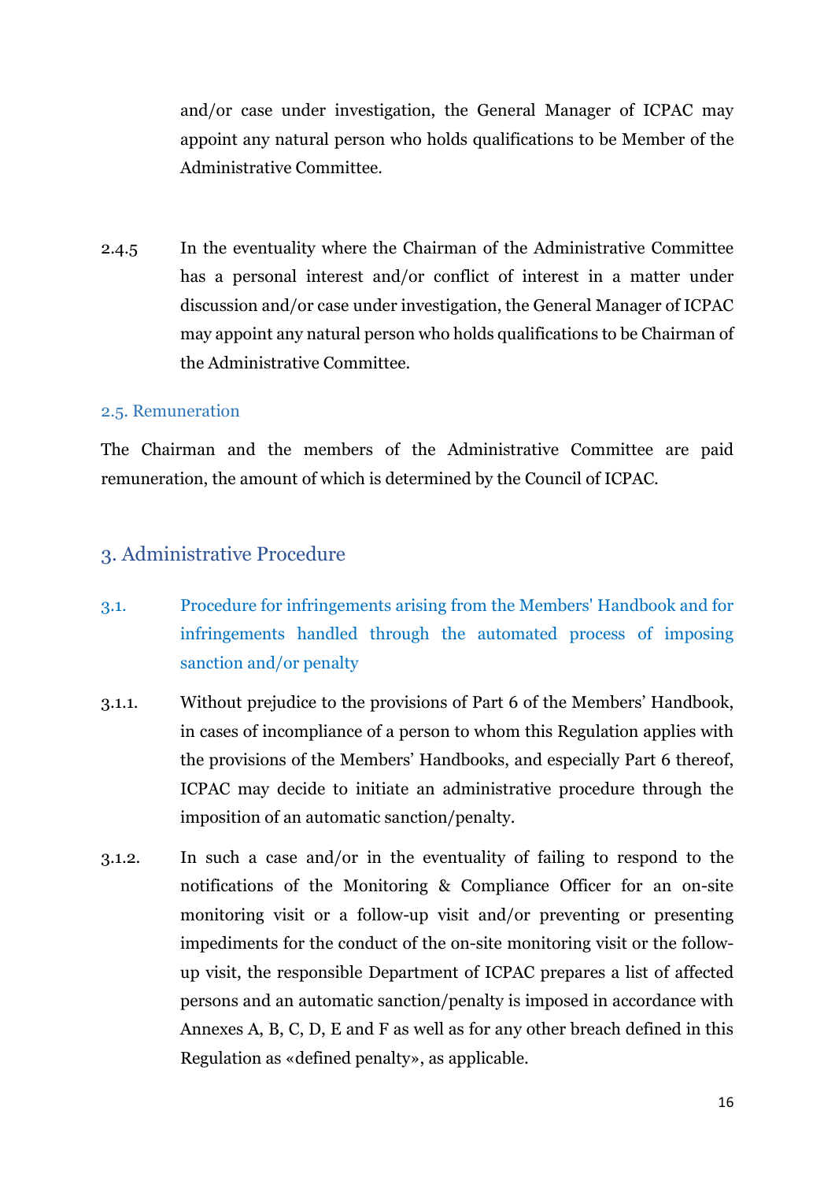and/or case under investigation, the General Manager of ICPAC may appoint any natural person who holds qualifications to be Member of the Administrative Committee.

2.4.5 In the eventuality where the Chairman of the Administrative Committee has a personal interest and/or conflict of interest in a matter under discussion and/or case under investigation, the General Manager of ICPAC may appoint any natural person who holds qualifications to be Chairman of the Administrative Committee.

### 2.5. Remuneration

The Chairman and the members of the Administrative Committee are paid remuneration, the amount of which is determined by the Council of ICPAC.

## 3. Administrative Procedure

### 3.1. Procedure for infringements arising from the Members' Handbook and for infringements handled through the automated process of imposing sanction and/or penalty

3.1.1. Without prejudice to the provisions of Part 6 of the Members' Handbook, in cases of incompliance of a person to whom this Regulation applies with the provisions of the Members' Handbooks, and especially Part 6 thereof, ICPAC may decide to initiate an administrative procedure through the imposition of an automatic sanction/penalty.

3.1.2. In such a case and/or in the eventuality of failing to respond to the notifications of the Monitoring & Compliance Officer for an on-site monitoring visit or a follow-up visit and/or preventing or presenting impediments for the conduct of the on-site monitoring visit or the follow-up visit, the responsible Department of ICPAC prepares a list of affected persons and an automatic sanction/penalty is imposed in accordance with Annexes A, B, C, D, E and F as well as for any other breach defined in this Regulation as «defined penalty», as applicable.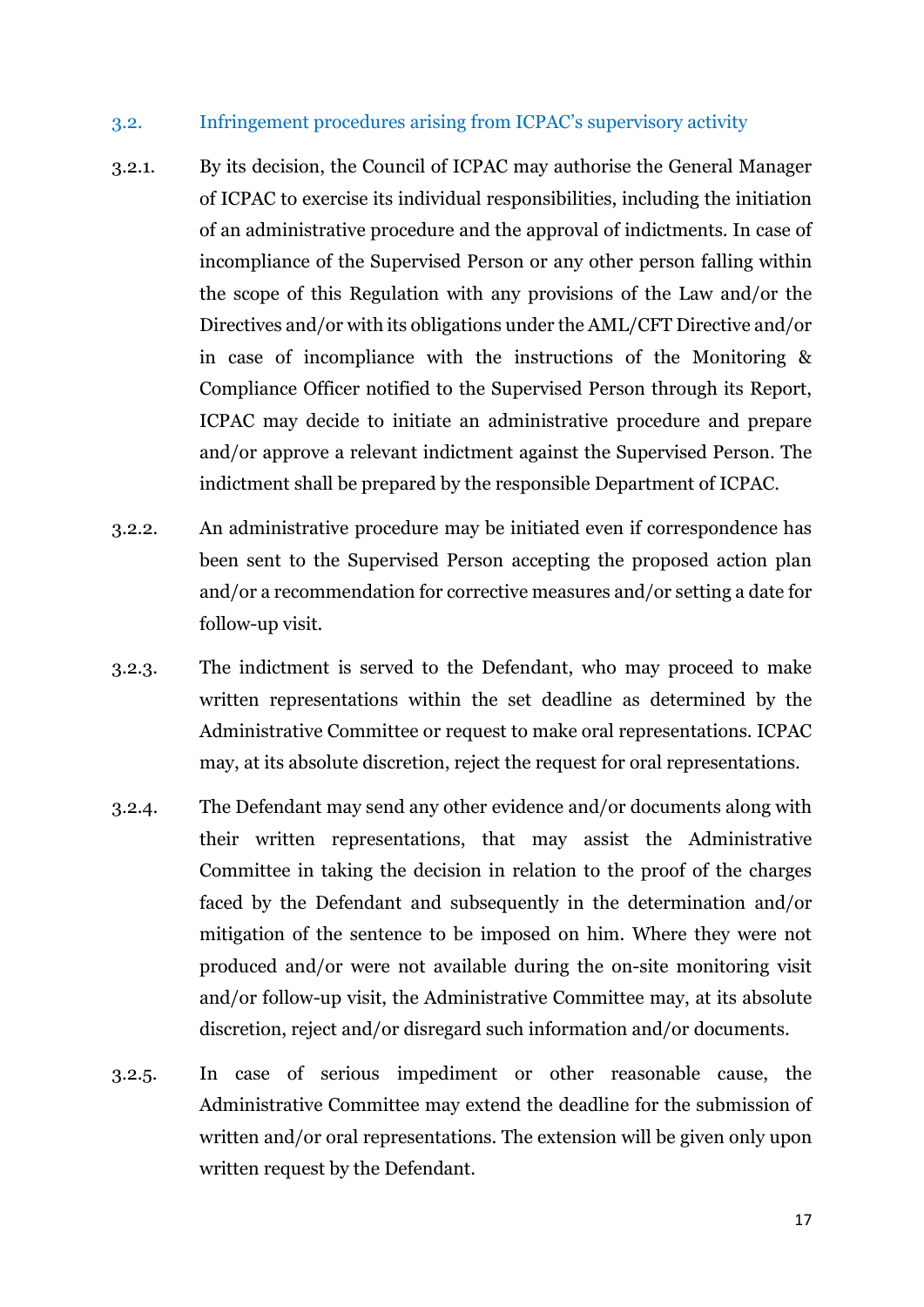## 3.2. Infringement procedures arising from ICPAC's supervisory activity

3.2.1. By its decision, the Council of ICPAC may authorise the General Manager of ICPAC to exercise its individual responsibilities, including the initiation of an administrative procedure and the approval of indictments. In case of incompliance of the Supervised Person or any other person falling within the scope of this Regulation with any provisions of the Law and/or the Directives and/or with its obligations under the AML/CFT Directive and/or in case of incompliance with the instructions of the Monitoring & Compliance Officer notified to the Supervised Person through its Report, ICPAC may decide to initiate an administrative procedure and prepare and/or approve a relevant indictment against the Supervised Person. The indictment shall be prepared by the responsible Department of ICPAC.

3.2.2. An administrative procedure may be initiated even if correspondence has been sent to the Supervised Person accepting the proposed action plan and/or a recommendation for corrective measures and/or setting a date for follow-up visit.

3.2.3. The indictment is served to the Defendant, who may proceed to make written representations within the set deadline as determined by the Administrative Committee or request to make oral representations. ICPAC may, at its absolute discretion, reject the request for oral representations.

3.2.4. The Defendant may send any other evidence and/or documents along with their written representations, that may assist the Administrative Committee in taking the decision in relation to the proof of the charges faced by the Defendant and subsequently in the determination and/or mitigation of the sentence to be imposed on him. Where they were not produced and/or were not available during the on-site monitoring visit and/or follow-up visit, the Administrative Committee may, at its absolute discretion, reject and/or disregard such information and/or documents.

3.2.5. In case of serious impediment or other reasonable cause, the Administrative Committee may extend the deadline for the submission of written and/or oral representations. The extension will be given only upon written request by the Defendant.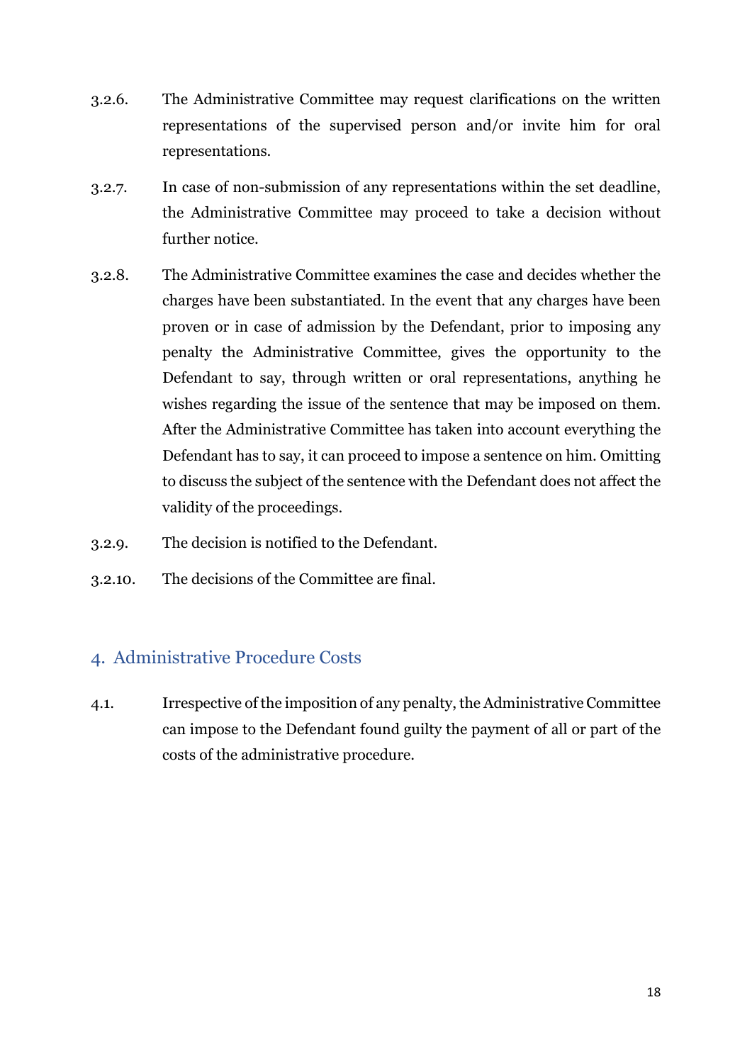3.2.6. The Administrative Committee may request clarifications on the written representations of the supervised person and/or invite him for oral representations.

3.2.7. In case of non-submission of any representations within the set deadline, the Administrative Committee may proceed to take a decision without further notice.

3.2.8. The Administrative Committee examines the case and decides whether the charges have been substantiated. In the event that any charges have been proven or in case of admission by the Defendant, prior to imposing any penalty the Administrative Committee, gives the opportunity to the Defendant to say, through written or oral representations, anything he wishes regarding the issue of the sentence that may be imposed on them. After the Administrative Committee has taken into account everything the Defendant has to say, it can proceed to impose a sentence on him. Omitting to discuss the subject of the sentence with the Defendant does not affect the validity of the proceedings.

3.2.9. The decision is notified to the Defendant.

3.2.10. The decisions of the Committee are final.

## 4. Administrative Procedure Costs

4.1. Irrespective of the imposition of any penalty, the Administrative Committee can impose to the Defendant found guilty the payment of all or part of the costs of the administrative procedure.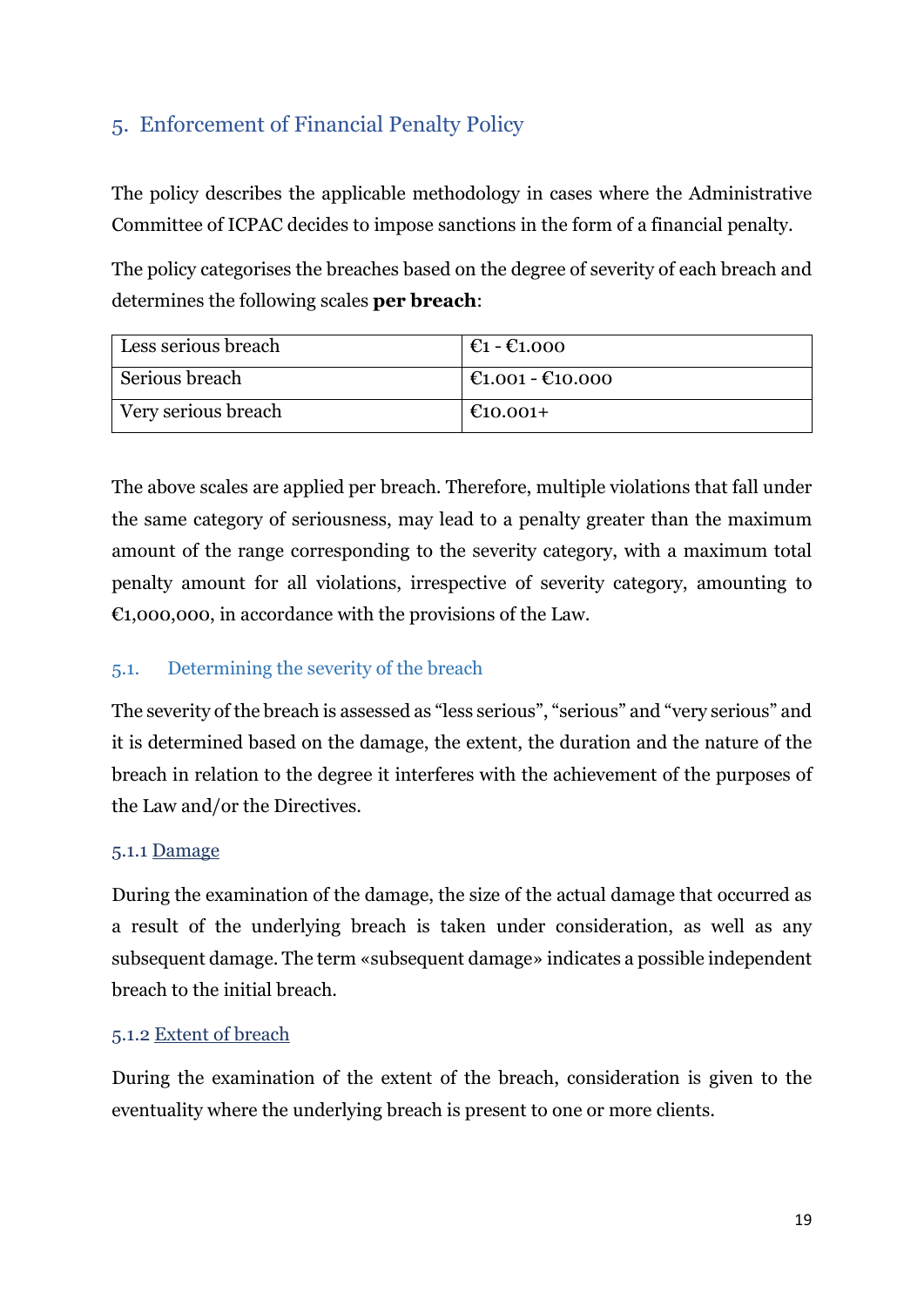## 5. Enforcement of Financial Penalty Policy

The policy describes the applicable methodology in cases where the Administrative Committee of ICPAC decides to impose sanctions in the form of a financial penalty.

The policy categorises the breaches based on the degree of severity of each breach and determines the following scales **per breach**:

| Less serious breach | €1 - €1.000 |
|---|---|
| Serious breach | €1.001 - €10.000 |
| Very serious breach | €10.001+ |

The above scales are applied per breach. Therefore, multiple violations that fall under the same category of seriousness, may lead to a penalty greater than the maximum amount of the range corresponding to the severity category, with a maximum total penalty amount for all violations, irrespective of severity category, amounting to €1,000,000, in accordance with the provisions of the Law.

### 5.1. Determining the severity of the breach

The severity of the breach is assessed as "less serious", "serious" and "very serious" and it is determined based on the damage, the extent, the duration and the nature of the breach in relation to the degree it interferes with the achievement of the purposes of the Law and/or the Directives.

#### 5.1.1 Damage

During the examination of the damage, the size of the actual damage that occurred as a result of the underlying breach is taken under consideration, as well as any subsequent damage. The term «subsequent damage» indicates a possible independent breach to the initial breach.

#### 5.1.2 Extent of breach

During the examination of the extent of the breach, consideration is given to the eventuality where the underlying breach is present to one or more clients.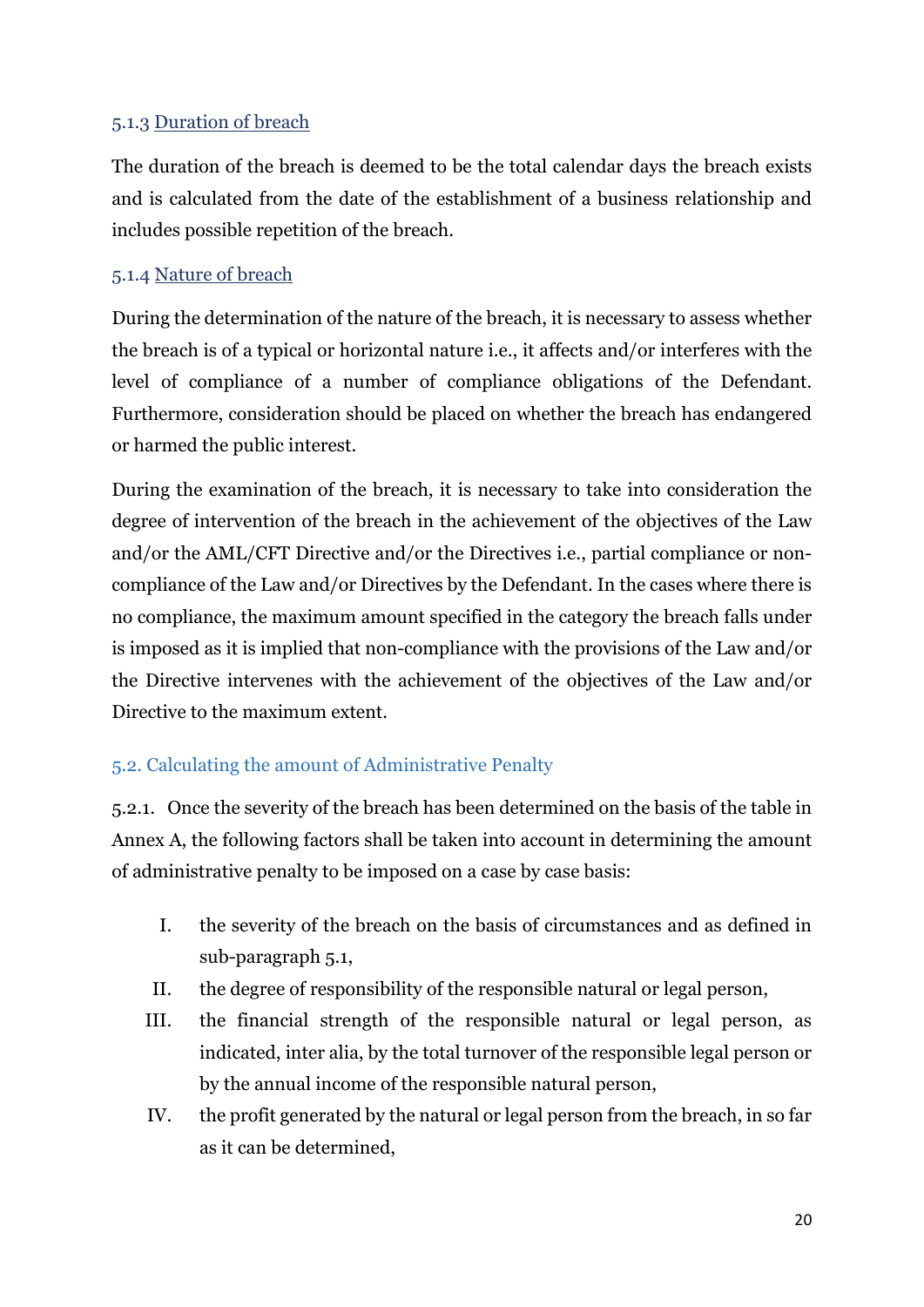#### 5.1.3 Duration of breach

The duration of the breach is deemed to be the total calendar days the breach exists and is calculated from the date of the establishment of a business relationship and includes possible repetition of the breach.

#### 5.1.4 Nature of breach

During the determination of the nature of the breach, it is necessary to assess whether the breach is of a typical or horizontal nature i.e., it affects and/or interferes with the level of compliance of a number of compliance obligations of the Defendant. Furthermore, consideration should be placed on whether the breach has endangered or harmed the public interest.

During the examination of the breach, it is necessary to take into consideration the degree of intervention of the breach in the achievement of the objectives of the Law and/or the AML/CFT Directive and/or the Directives i.e., partial compliance or non-compliance of the Law and/or Directives by the Defendant. In the cases where there is no compliance, the maximum amount specified in the category the breach falls under is imposed as it is implied that non-compliance with the provisions of the Law and/or the Directive intervenes with the achievement of the objectives of the Law and/or Directive to the maximum extent.

### 5.2. Calculating the amount of Administrative Penalty

5.2.1. Once the severity of the breach has been determined on the basis of the table in Annex A, the following factors shall be taken into account in determining the amount of administrative penalty to be imposed on a case by case basis:

I. the severity of the breach on the basis of circumstances and as defined in sub-paragraph 5.1,

II. the degree of responsibility of the responsible natural or legal person,

III. the financial strength of the responsible natural or legal person, as indicated, inter alia, by the total turnover of the responsible legal person or by the annual income of the responsible natural person,

IV. the profit generated by the natural or legal person from the breach, in so far as it can be determined,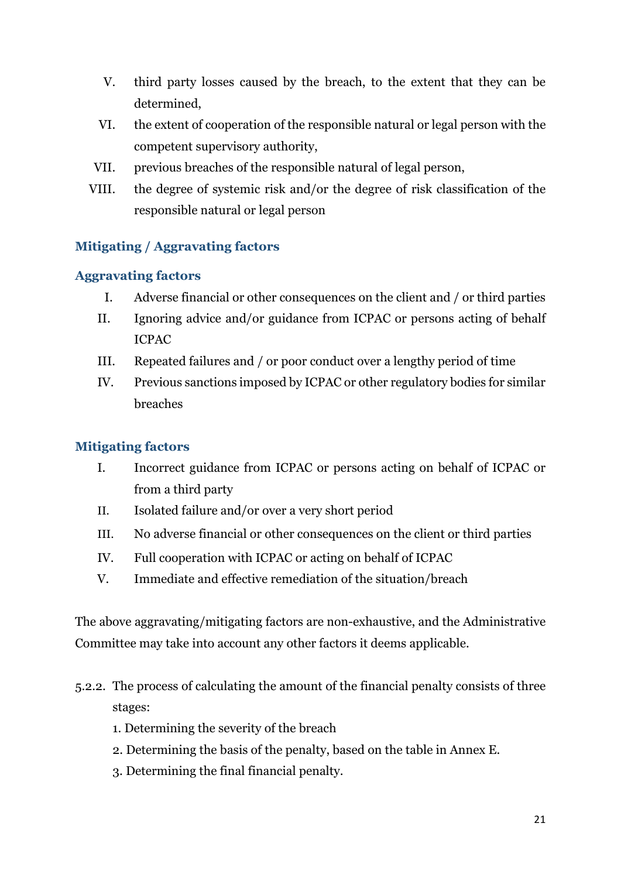V. third party losses caused by the breach, to the extent that they can be determined,

VI. the extent of cooperation of the responsible natural or legal person with the competent supervisory authority,

VII. previous breaches of the responsible natural of legal person,

VIII. the degree of systemic risk and/or the degree of risk classification of the responsible natural or legal person

### Mitigating / Aggravating factors

### Aggravating factors

I. Adverse financial or other consequences on the client and / or third parties

II. Ignoring advice and/or guidance from ICPAC or persons acting of behalf ICPAC

III. Repeated failures and / or poor conduct over a lengthy period of time

IV. Previous sanctions imposed by ICPAC or other regulatory bodies for similar breaches

### Mitigating factors

I. Incorrect guidance from ICPAC or persons acting on behalf of ICPAC or from a third party

II. Isolated failure and/or over a very short period

III. No adverse financial or other consequences on the client or third parties

IV. Full cooperation with ICPAC or acting on behalf of ICPAC

V. Immediate and effective remediation of the situation/breach

The above aggravating/mitigating factors are non-exhaustive, and the Administrative Committee may take into account any other factors it deems applicable.

5.2.2. The process of calculating the amount of the financial penalty consists of three stages:

1. Determining the severity of the breach
2. Determining the basis of the penalty, based on the table in Annex E.
3. Determining the final financial penalty.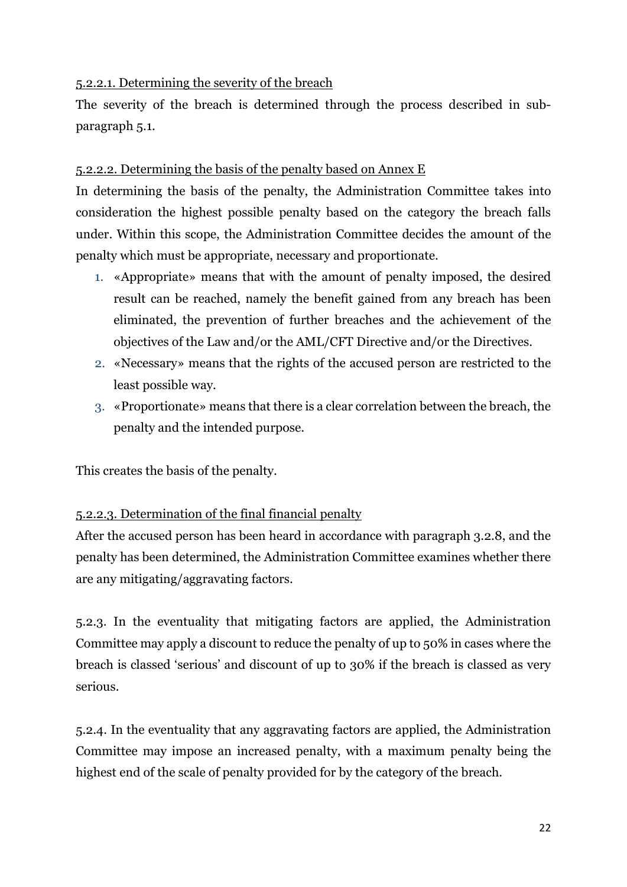5.2.2.1. Determining the severity of the breach

The severity of the breach is determined through the process described in sub-paragraph 5.1.

5.2.2.2. Determining the basis of the penalty based on Annex E

In determining the basis of the penalty, the Administration Committee takes into consideration the highest possible penalty based on the category the breach falls under. Within this scope, the Administration Committee decides the amount of the penalty which must be appropriate, necessary and proportionate.

1. «Appropriate» means that with the amount of penalty imposed, the desired result can be reached, namely the benefit gained from any breach has been eliminated, the prevention of further breaches and the achievement of the objectives of the Law and/or the AML/CFT Directive and/or the Directives.
2. «Necessary» means that the rights of the accused person are restricted to the least possible way.
3. «Proportionate» means that there is a clear correlation between the breach, the penalty and the intended purpose.

This creates the basis of the penalty.

5.2.2.3. Determination of the final financial penalty

After the accused person has been heard in accordance with paragraph 3.2.8, and the penalty has been determined, the Administration Committee examines whether there are any mitigating/aggravating factors.

5.2.3. In the eventuality that mitigating factors are applied, the Administration Committee may apply a discount to reduce the penalty of up to 50% in cases where the breach is classed 'serious' and discount of up to 30% if the breach is classed as very serious.

5.2.4. In the eventuality that any aggravating factors are applied, the Administration Committee may impose an increased penalty, with a maximum penalty being the highest end of the scale of penalty provided for by the category of the breach.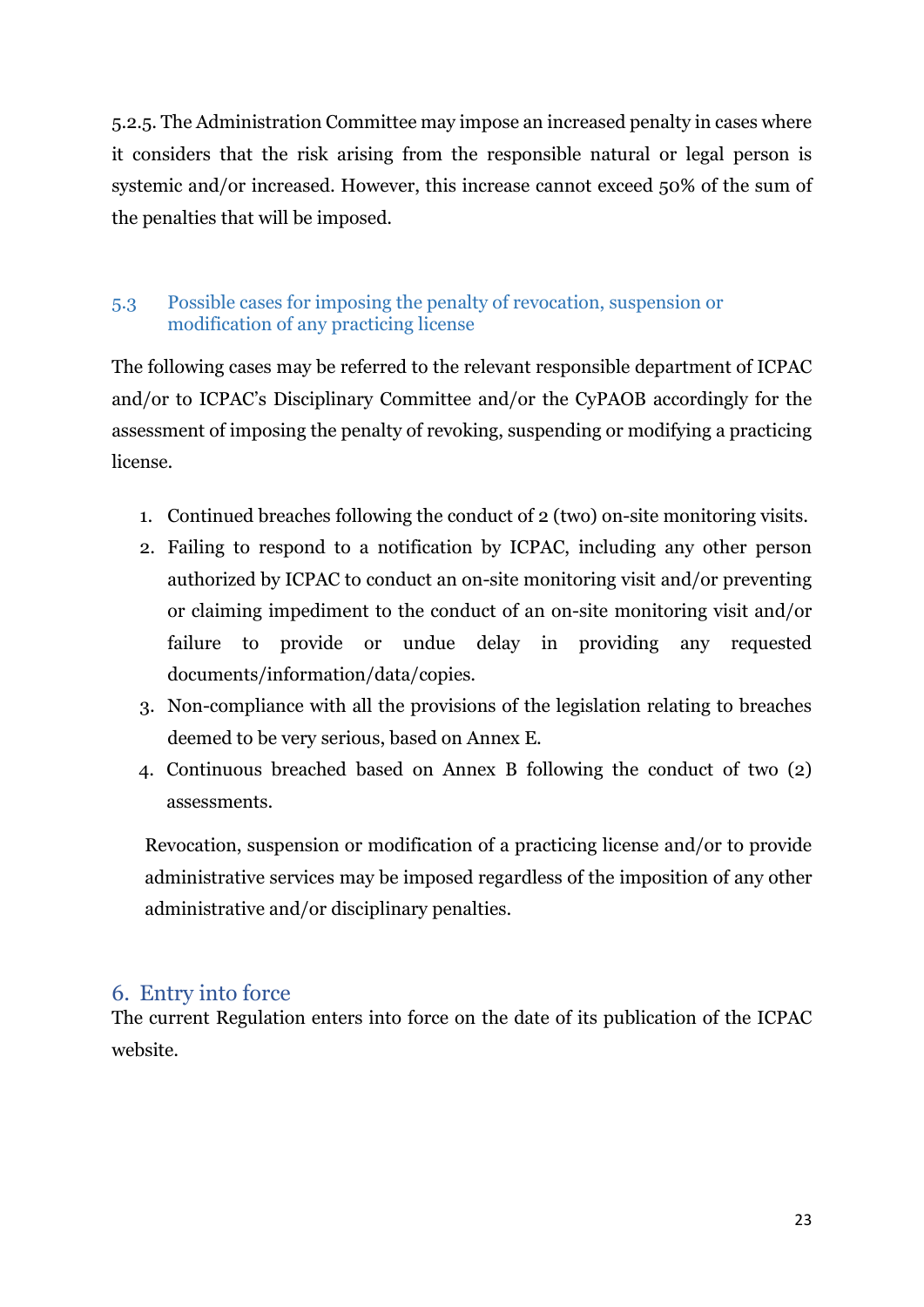5.2.5. The Administration Committee may impose an increased penalty in cases where it considers that the risk arising from the responsible natural or legal person is systemic and/or increased. However, this increase cannot exceed 50% of the sum of the penalties that will be imposed.

### 5.3 Possible cases for imposing the penalty of revocation, suspension or modification of any practicing license

The following cases may be referred to the relevant responsible department of ICPAC and/or to ICPAC's Disciplinary Committee and/or the CyPAOB accordingly for the assessment of imposing the penalty of revoking, suspending or modifying a practicing license.

1. Continued breaches following the conduct of 2 (two) on-site monitoring visits.
2. Failing to respond to a notification by ICPAC, including any other person authorized by ICPAC to conduct an on-site monitoring visit and/or preventing or claiming impediment to the conduct of an on-site monitoring visit and/or failure to provide or undue delay in providing any requested documents/information/data/copies.
3. Non-compliance with all the provisions of the legislation relating to breaches deemed to be very serious, based on Annex E.
4. Continuous breached based on Annex B following the conduct of two (2) assessments.

Revocation, suspension or modification of a practicing license and/or to provide administrative services may be imposed regardless of the imposition of any other administrative and/or disciplinary penalties.

## 6. Entry into force

The current Regulation enters into force on the date of its publication of the ICPAC website.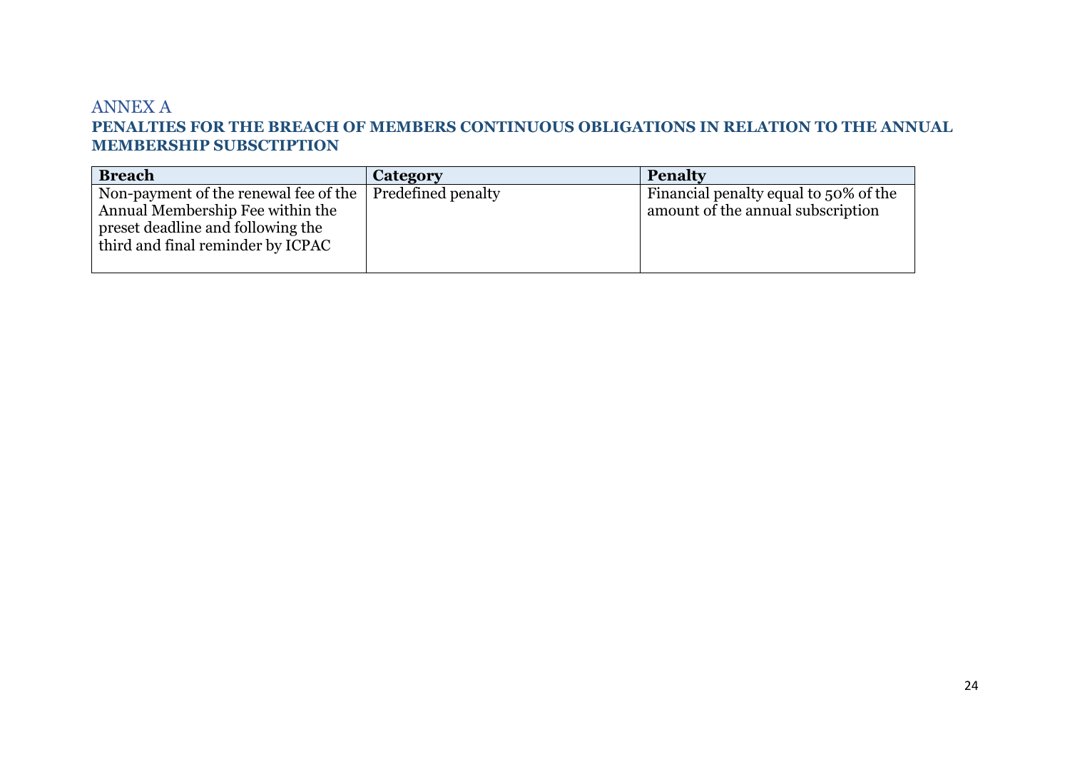## ANNEX A

### PENALTIES FOR THE BREACH OF MEMBERS CONTINUOUS OBLIGATIONS IN RELATION TO THE ANNUAL MEMBERSHIP SUBSCTIPTION

| Breach | Category | Penalty |
|---|---|---|
| Non-payment of the renewal fee of the Annual Membership Fee within the preset deadline and following the third and final reminder by ICPAC | Predefined penalty | Financial penalty equal to 50% of the amount of the annual subscription |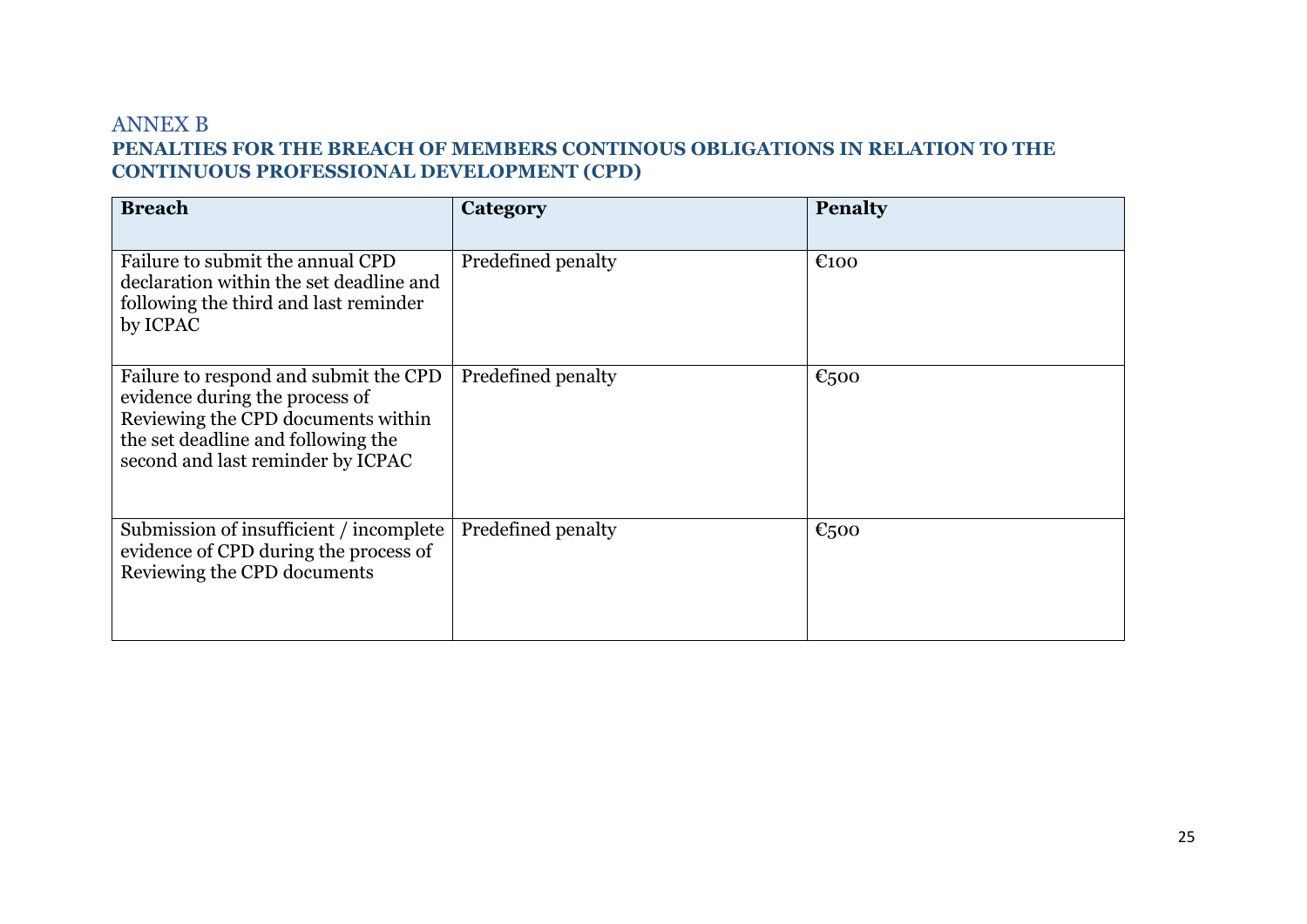## ANNEX B

### PENALTIES FOR THE BREACH OF MEMBERS CONTINOUS OBLIGATIONS IN RELATION TO THE CONTINUOUS PROFESSIONAL DEVELOPMENT (CPD)

| Breach | Category | Penalty |
|---|---|---|
| Failure to submit the annual CPD declaration within the set deadline and following the third and last reminder by ICPAC | Predefined penalty | €100 |
| Failure to respond and submit the CPD evidence during the process of Reviewing the CPD documents within the set deadline and following the second and last reminder by ICPAC | Predefined penalty | €500 |
| Submission of insufficient / incomplete evidence of CPD during the process of Reviewing the CPD documents | Predefined penalty | €500 |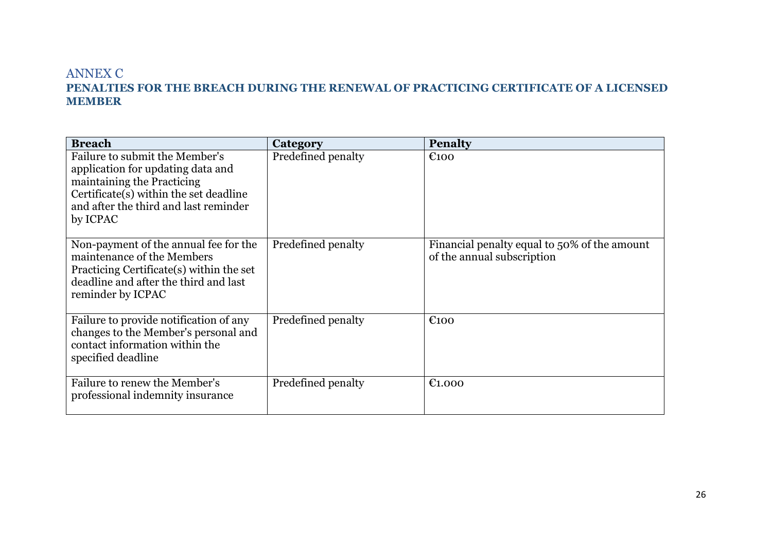## ANNEX C

**PENALTIES FOR THE BREACH DURING THE RENEWAL OF PRACTICING CERTIFICATE OF A LICENSED MEMBER**

| Breach | Category | Penalty |
|---|---|---|
| Failure to submit the Member's application for updating data and maintaining the Practicing Certificate(s) within the set deadline and after the third and last reminder by ICPAC | Predefined penalty | €100 |
| Non-payment of the annual fee for the maintenance of the Members Practicing Certificate(s) within the set deadline and after the third and last reminder by ICPAC | Predefined penalty | Financial penalty equal to 50% of the amount of the annual subscription |
| Failure to provide notification of any changes to the Member's personal and contact information within the specified deadline | Predefined penalty | €100 |
| Failure to renew the Member's professional indemnity insurance | Predefined penalty | €1.000 |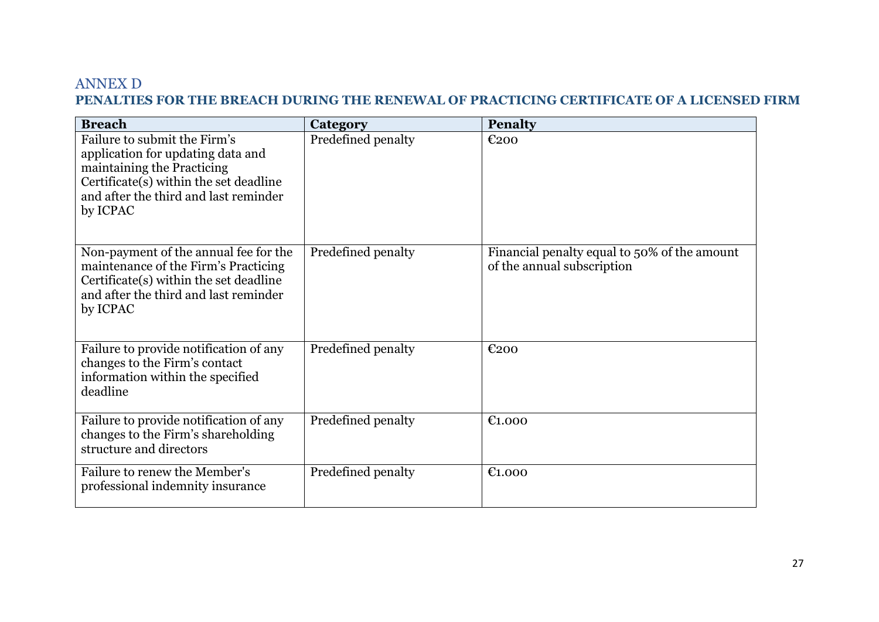## ANNEX D

### PENALTIES FOR THE BREACH DURING THE RENEWAL OF PRACTICING CERTIFICATE OF A LICENSED FIRM

| Breach | Category | Penalty |
|---|---|---|
| Failure to submit the Firm's application for updating data and maintaining the Practicing Certificate(s) within the set deadline and after the third and last reminder by ICPAC | Predefined penalty | €200 |
| Non-payment of the annual fee for the maintenance of the Firm's Practicing Certificate(s) within the set deadline and after the third and last reminder by ICPAC | Predefined penalty | Financial penalty equal to 50% of the amount of the annual subscription |
| Failure to provide notification of any changes to the Firm's contact information within the specified deadline | Predefined penalty | €200 |
| Failure to provide notification of any changes to the Firm's shareholding structure and directors | Predefined penalty | €1.000 |
| Failure to renew the Member's professional indemnity insurance | Predefined penalty | €1.000 |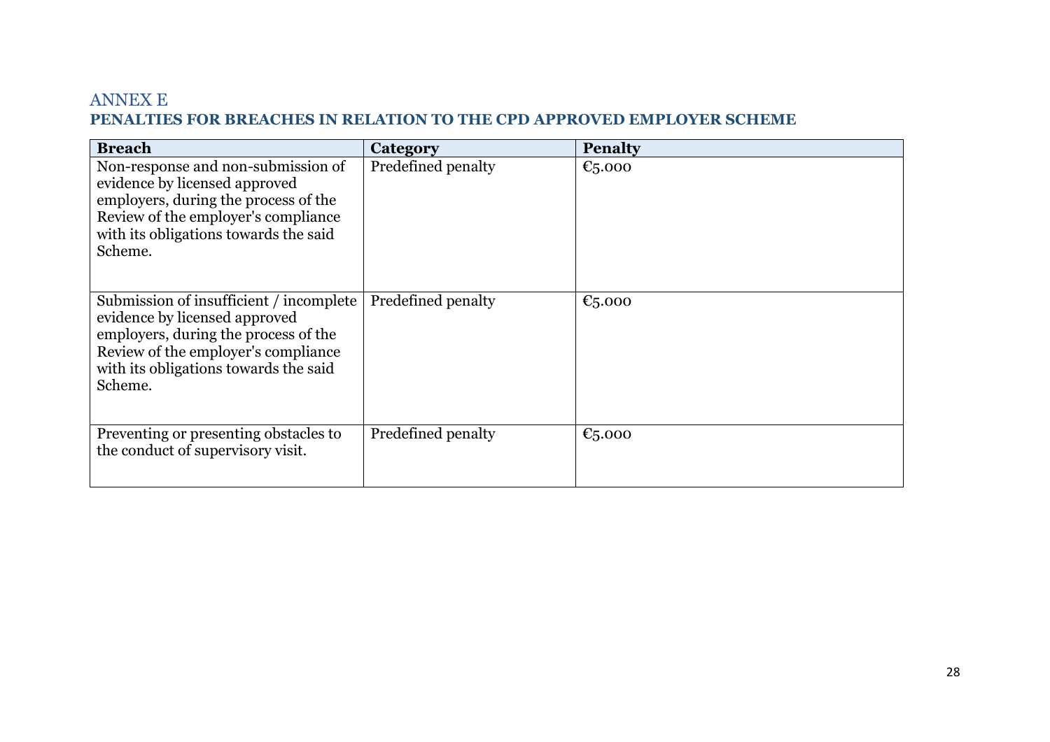## ANNEX E

### PENALTIES FOR BREACHES IN RELATION TO THE CPD APPROVED EMPLOYER SCHEME

| Breach | Category | Penalty |
| --- | --- | --- |
| Non-response and non-submission of evidence by licensed approved employers, during the process of the Review of the employer's compliance with its obligations towards the said Scheme. | Predefined penalty | €5.000 |
| Submission of insufficient / incomplete evidence by licensed approved employers, during the process of the Review of the employer's compliance with its obligations towards the said Scheme. | Predefined penalty | €5.000 |
| Preventing or presenting obstacles to the conduct of supervisory visit. | Predefined penalty | €5.000 |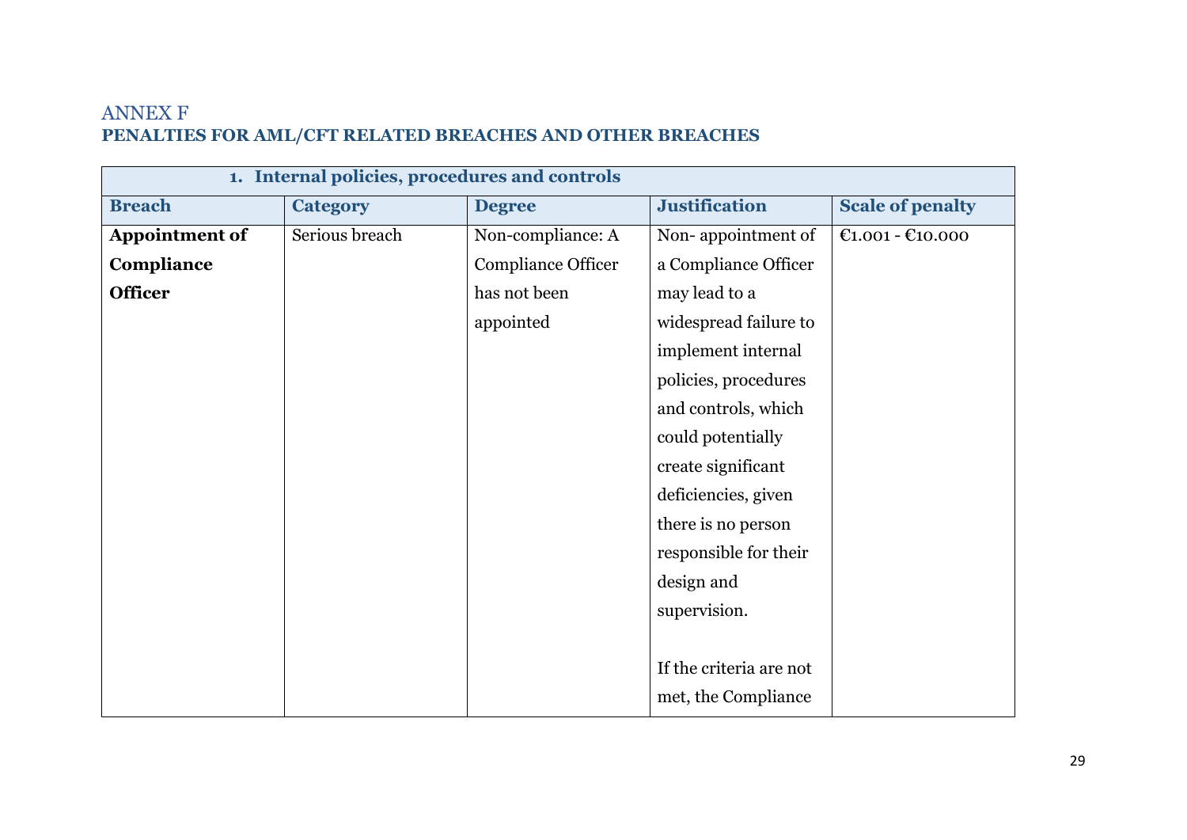ANNEX F

**PENALTIES FOR AML/CFT RELATED BREACHES AND OTHER BREACHES**

| 1. Internal policies, procedures and controls | | | | |
|---|---|---|---|---|
| **Breach** | **Category** | **Degree** | **Justification** | **Scale of penalty** |
| **Appointment of Compliance Officer** | Serious breach | Non-compliance: A Compliance Officer has not been appointed | Non- appointment of a Compliance Officer may lead to a widespread failure to implement internal policies, procedures and controls, which could potentially create significant deficiencies, given there is no person responsible for their design and supervision.<br><br>If the criteria are not met, the Compliance | €1.001 - €10.000 |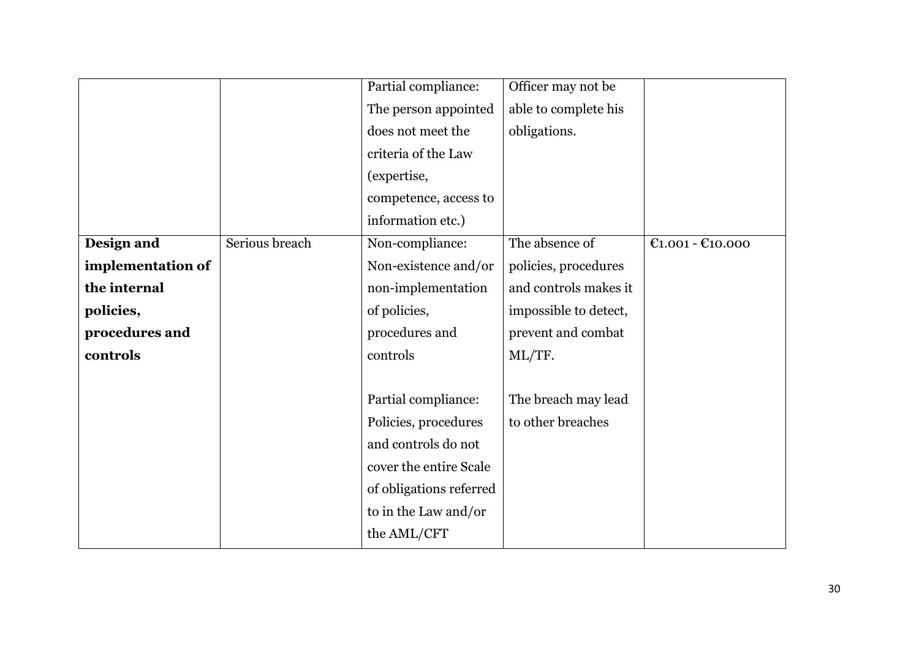| | | | | |
|---|---|---|---|---|
| | | Partial compliance: The person appointed does not meet the criteria of the Law (expertise, competence, access to information etc.) | Officer may not be able to complete his obligations. | |
| **Design and implementation of the internal policies, procedures and controls** | Serious breach | Non-compliance: Non-existence and/or non-implementation of policies, procedures and controls<br><br>Partial compliance: Policies, procedures and controls do not cover the entire Scale of obligations referred to in the Law and/or the AML/CFT | The absence of policies, procedures and controls makes it impossible to detect, prevent and combat ML/TF.<br><br>The breach may lead to other breaches | €1.001 - €10.000 |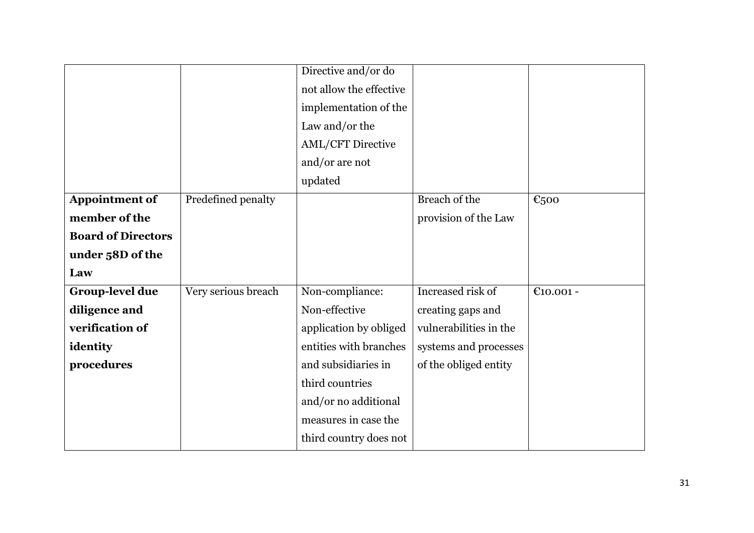| | | | | |
|---|---|---|---|---|
| | | Directive and/or do not allow the effective implementation of the Law and/or the AML/CFT Directive and/or are not updated | | |
| **Appointment of member of the Board of Directors under 58D of the Law** | Predefined penalty | | Breach of the provision of the Law | €500 |
| **Group-level due diligence and verification of identity procedures** | Very serious breach | Non-compliance: Non-effective application by obliged entities with branches and subsidiaries in third countries and/or no additional measures in case the third country does not | Increased risk of creating gaps and vulnerabilities in the systems and processes of the obliged entity | €10.001 - |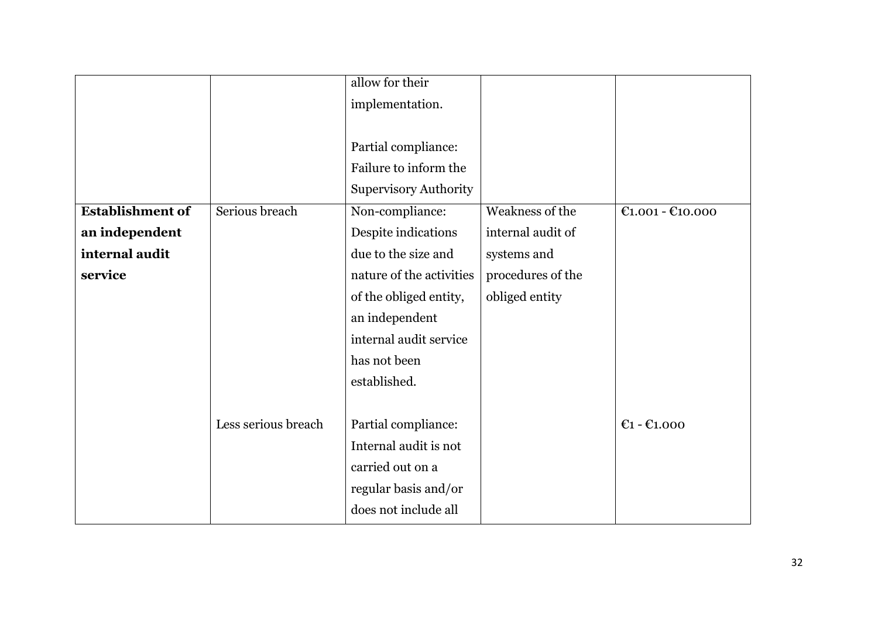| | | | | |
|---|---|---|---|---|
| | | allow for their implementation.<br><br>Partial compliance: Failure to inform the Supervisory Authority | | |
| **Establishment of an independent internal audit service** | Serious breach | Non-compliance: Despite indications due to the size and nature of the activities of the obliged entity, an independent internal audit service has not been established. | Weakness of the internal audit of systems and procedures of the obliged entity | €1.001 - €10.000 |
| | Less serious breach | Partial compliance: Internal audit is not carried out on a regular basis and/or does not include all | | €1 - €1.000 |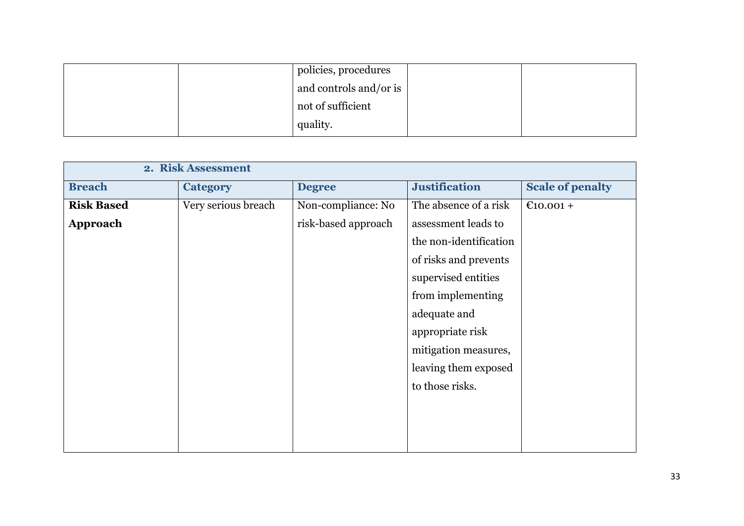| | | policies, procedures and controls and/or is not of sufficient quality. | | |
|---|---|---|---|---|

| **2. Risk Assessment** | | | | |
|---|---|---|---|---|
| **Breach** | **Category** | **Degree** | **Justification** | **Scale of penalty** |
| **Risk Based Approach** | Very serious breach | Non-compliance: No risk-based approach | The absence of a risk assessment leads to the non-identification of risks and prevents supervised entities from implementing adequate and appropriate risk mitigation measures, leaving them exposed to those risks. | €10.001 + |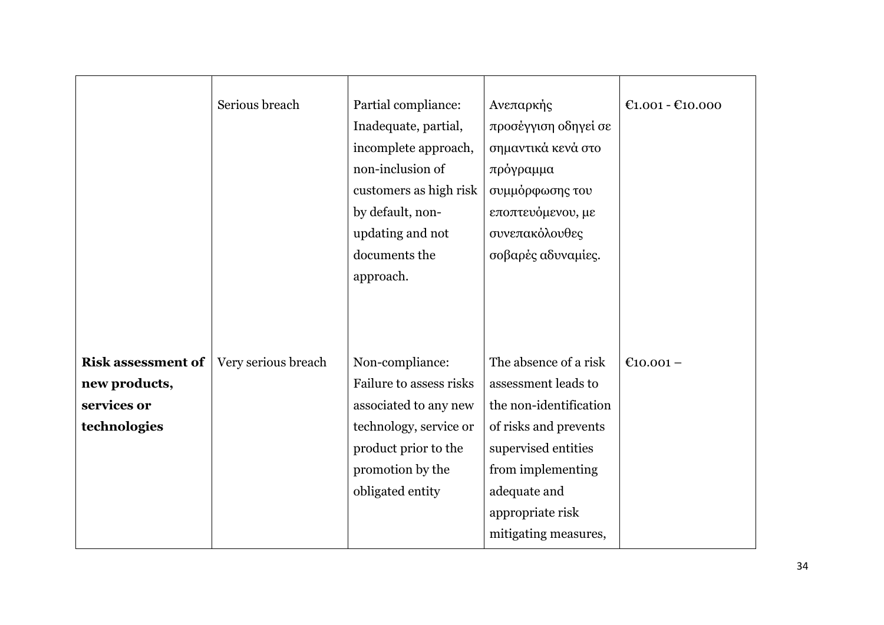| | | | | |
|---|---|---|---|---|
| | Serious breach | Partial compliance: Inadequate, partial, incomplete approach, non-inclusion of customers as high risk by default, non-updating and not documents the approach. | Ανεπαρκής προσέγγιση οδηγεί σε σημαντικά κενά στο πρόγραμμα συμμόρφωσης του εποπτευόμενου, με συνεπακόλουθες σοβαρές αδυναμίες. | €1.001 - €10.000 |
| **Risk assessment of new products, services or technologies** | Very serious breach | Non-compliance: Failure to assess risks associated to any new technology, service or product prior to the promotion by the obligated entity | The absence of a risk assessment leads to the non-identification of risks and prevents supervised entities from implementing adequate and appropriate risk mitigating measures, | €10.001 – |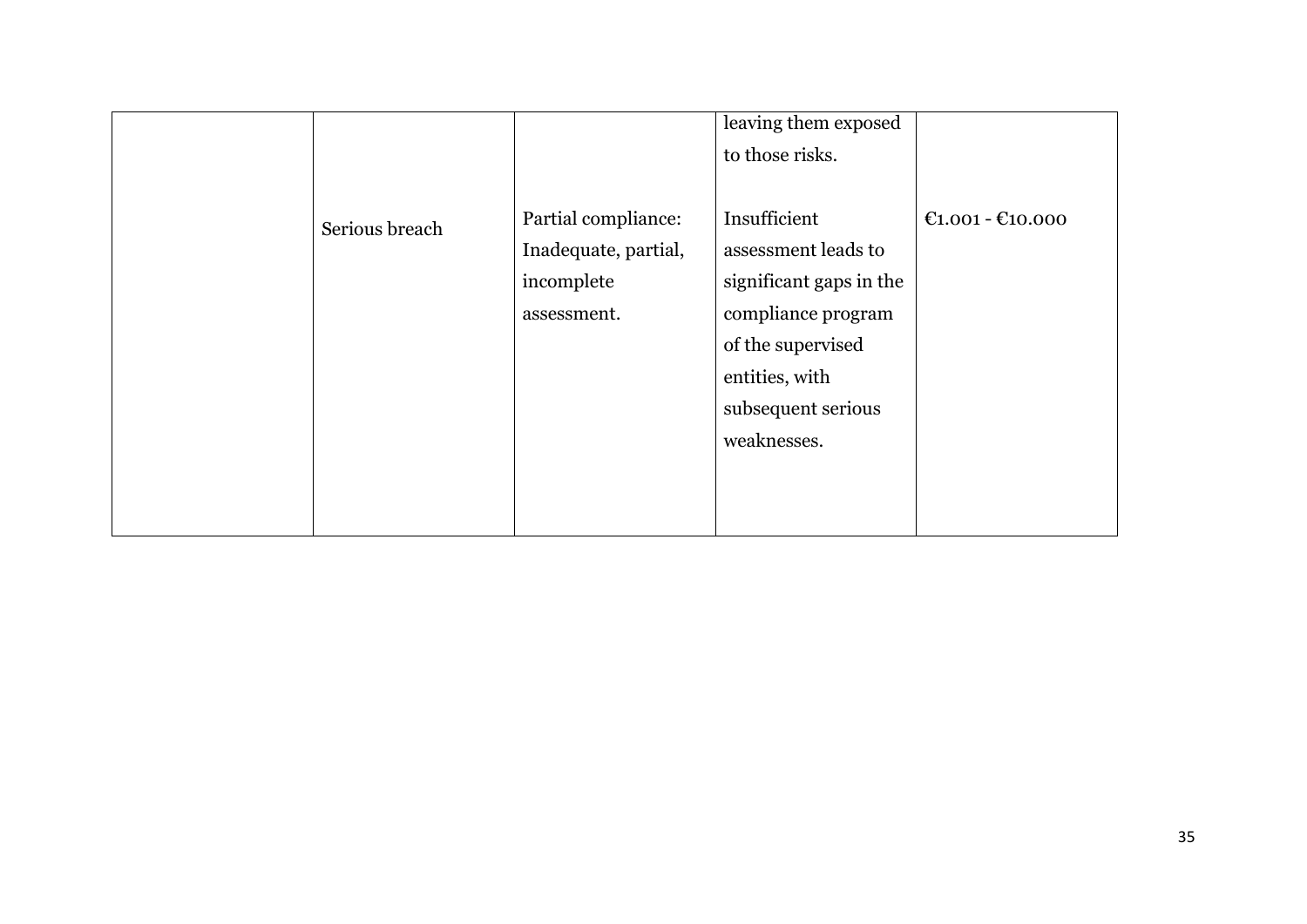| | | | | |
|---|---|---|---|---|
| | | | leaving them exposed to those risks. | |
| | Serious breach | Partial compliance: Inadequate, partial, incomplete assessment. | Insufficient assessment leads to significant gaps in the compliance program of the supervised entities, with subsequent serious weaknesses. | €1.001 - €10.000 |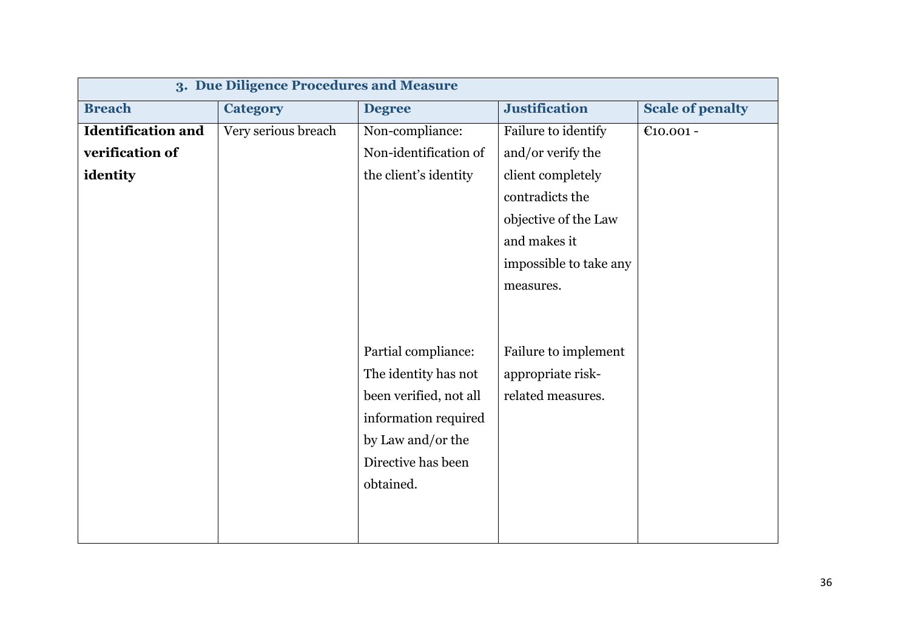| 3. Due Diligence Procedures and Measure | | | | |
|---|---|---|---|---|
| **Breach** | **Category** | **Degree** | **Justification** | **Scale of penalty** |
| **Identification and verification of identity** | Very serious breach | Non-compliance: Non-identification of the client's identity | Failure to identify and/or verify the client completely contradicts the objective of the Law and makes it impossible to take any measures. | €10.001 - |
| | | Partial compliance: The identity has not been verified, not all information required by Law and/or the Directive has been obtained. | Failure to implement appropriate risk-related measures. | |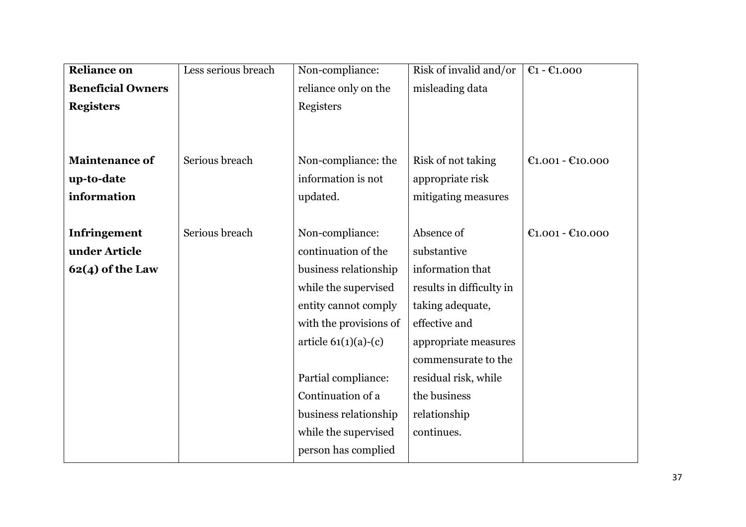| **Reliance on Beneficial Owners Registers** | Less serious breach | Non-compliance: reliance only on the Registers | Risk of invalid and/or misleading data | €1 - €1.000 |
|---|---|---|---|---|
| **Maintenance of up-to-date information** | Serious breach | Non-compliance: the information is not updated. | Risk of not taking appropriate risk mitigating measures | €1.001 - €10.000 |
| **Infringement under Article 62(4) of the Law** | Serious breach | Non-compliance: continuation of the business relationship while the supervised entity cannot comply with the provisions of article 61(1)(a)-(c)<br><br>Partial compliance: Continuation of a business relationship while the supervised person has complied | Absence of substantive information that results in difficulty in taking adequate, effective and appropriate measures commensurate to the residual risk, while the business relationship continues. | €1.001 - €10.000 |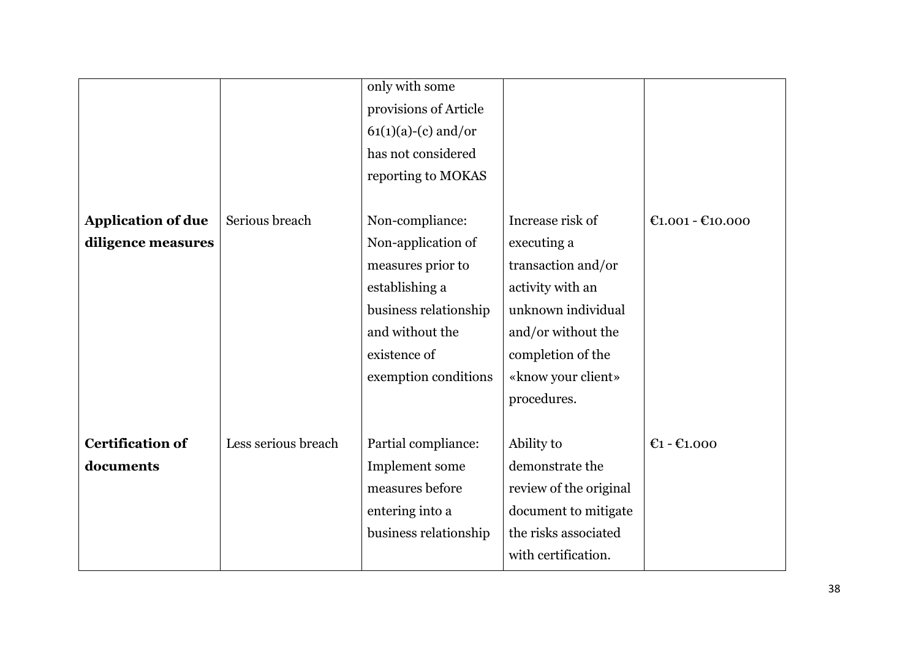| | | | | |
|---|---|---|---|---|
| | | only with some provisions of Article 61(1)(a)-(c) and/or has not considered reporting to MOKAS | | |
| **Application of due diligence measures** | Serious breach | Non-compliance: Non-application of measures prior to establishing a business relationship and without the existence of exemption conditions | Increase risk of executing a transaction and/or activity with an unknown individual and/or without the completion of the «know your client» procedures. | €1.001 - €10.000 |
| **Certification of documents** | Less serious breach | Partial compliance: Implement some measures before entering into a business relationship | Ability to demonstrate the review of the original document to mitigate the risks associated with certification. | €1 - €1.000 |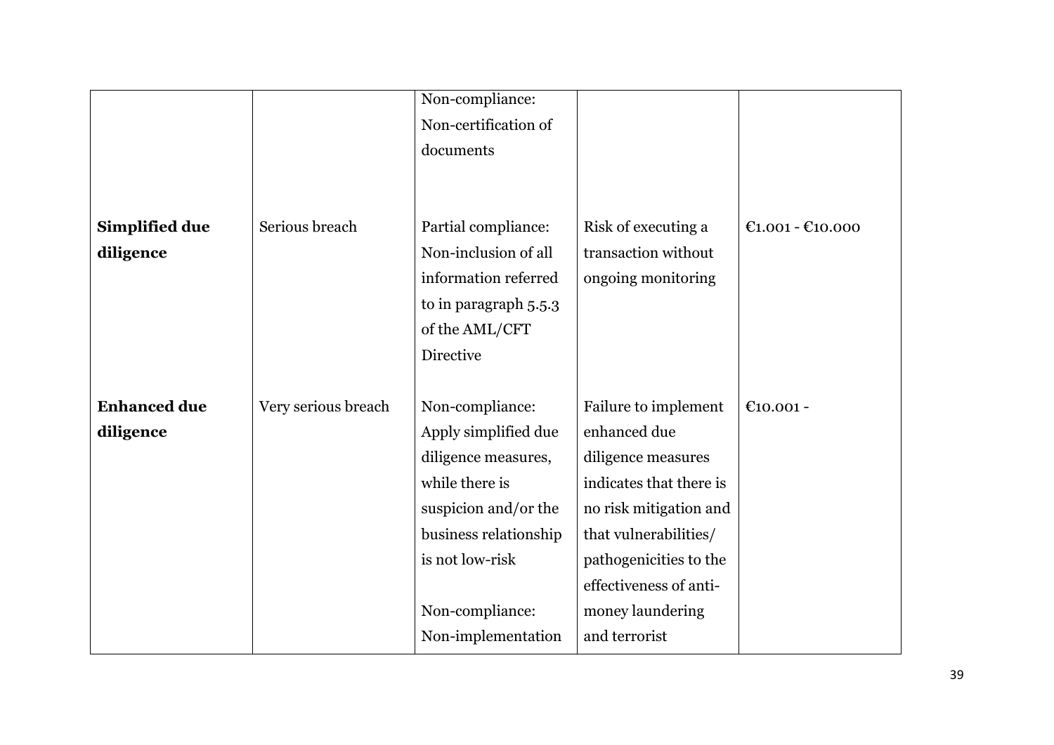| | | | | |
|---|---|---|---|---|
| | | Non-compliance: Non-certification of documents | | |
| **Simplified due diligence** | Serious breach | Partial compliance: Non-inclusion of all information referred to in paragraph 5.5.3 of the AML/CFT Directive | Risk of executing a transaction without ongoing monitoring | €1.001 - €10.000 |
| **Enhanced due diligence** | Very serious breach | Non-compliance: Apply simplified due diligence measures, while there is suspicion and/or the business relationship is not low-risk<br><br>Non-compliance: Non-implementation | Failure to implement enhanced due diligence measures indicates that there is no risk mitigation and that vulnerabilities/ pathogenicities to the effectiveness of anti-money laundering and terrorist | €10.001 - |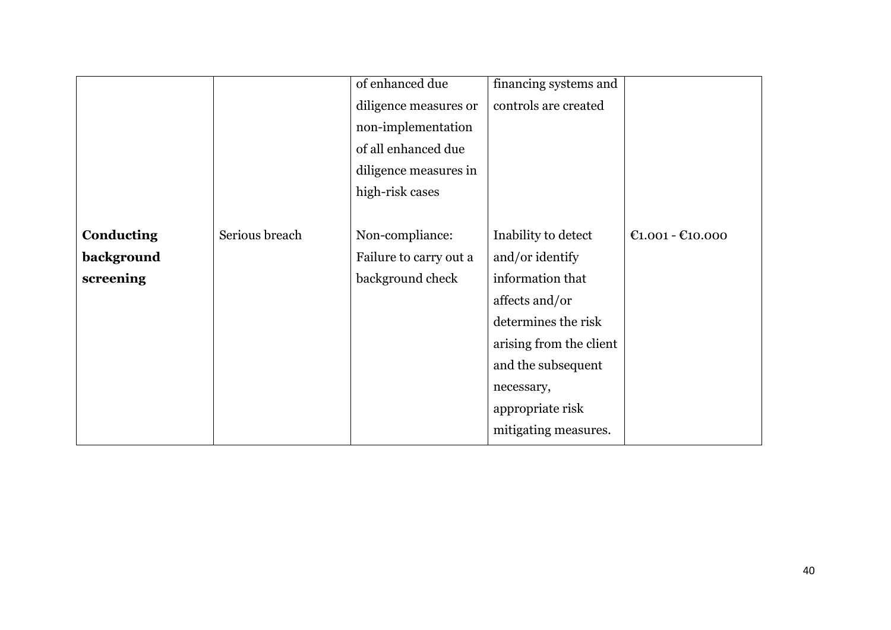| | | | | |
|---|---|---|---|---|
| | | of enhanced due diligence measures or non-implementation of all enhanced due diligence measures in high-risk cases | financing systems and controls are created | |
| **Conducting background screening** | Serious breach | Non-compliance: Failure to carry out a background check | Inability to detect and/or identify information that affects and/or determines the risk arising from the client and the subsequent necessary, appropriate risk mitigating measures. | €1.001 - €10.000 |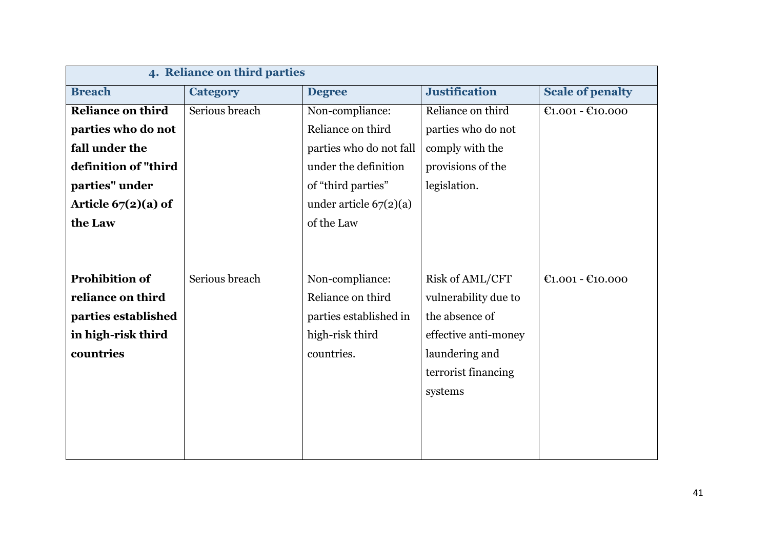| 4. Reliance on third parties | | | | |
|---|---|---|---|---|
| **Breach** | **Category** | **Degree** | **Justification** | **Scale of penalty** |
| **Reliance on third parties who do not fall under the definition of "third parties" under Article 67(2)(a) of the Law** | Serious breach | Non-compliance: Reliance on third parties who do not fall under the definition of “third parties” under article 67(2)(a) of the Law | Reliance on third parties who do not comply with the provisions of the legislation. | €1.001 - €10.000 |
| **Prohibition of reliance on third parties established in high-risk third countries** | Serious breach | Non-compliance: Reliance on third parties established in high-risk third countries. | Risk of AML/CFT vulnerability due to the absence of effective anti-money laundering and terrorist financing systems | €1.001 - €10.000 |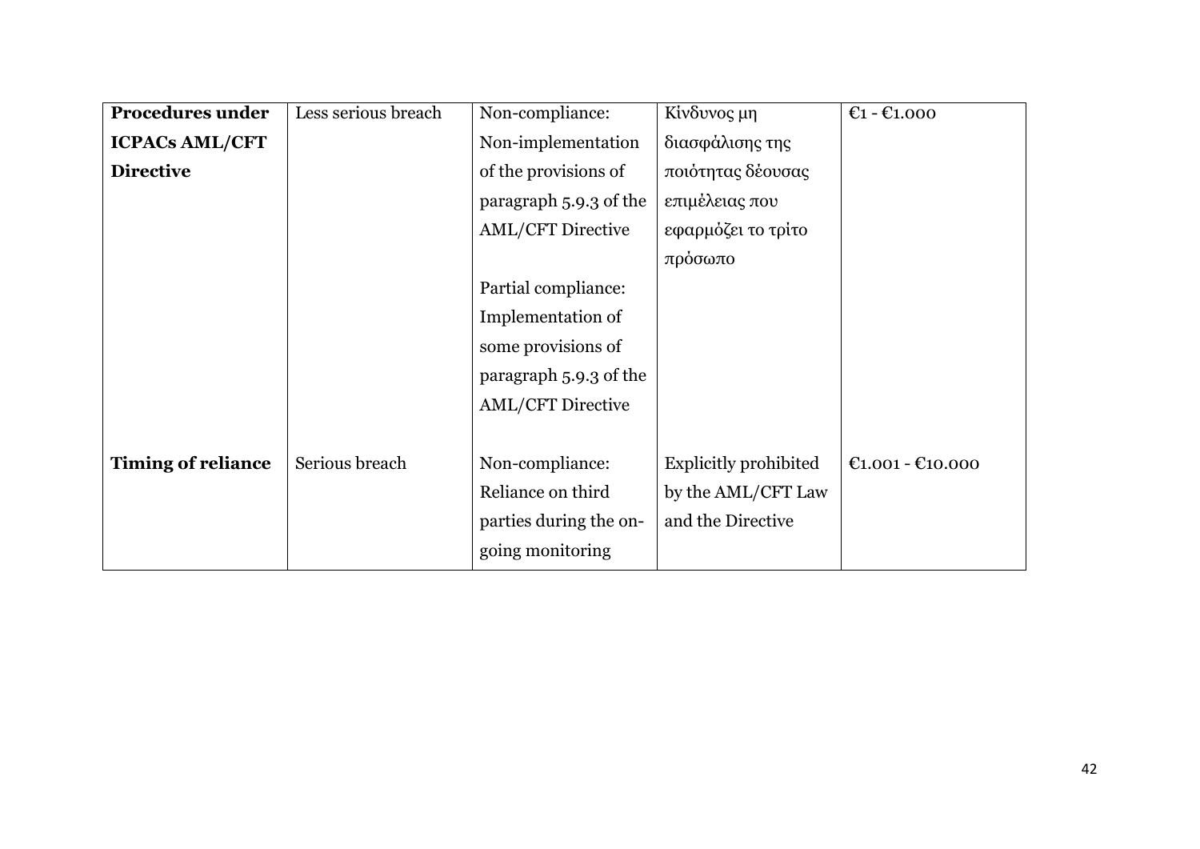| **Procedures under ICPACs AML/CFT Directive** | Less serious breach | Non-compliance: Non-implementation of the provisions of paragraph 5.9.3 of the AML/CFT Directive<br><br>Partial compliance: Implementation of some provisions of paragraph 5.9.3 of the AML/CFT Directive | Κίνδυνος μη διασφάλισης της ποιότητας δέουσας επιμέλειας που εφαρμόζει το τρίτο πρόσωπο | €1 - €1.000 |
|---|---|---|---|---|
| **Timing of reliance** | Serious breach | Non-compliance: Reliance on third parties during the on-going monitoring | Explicitly prohibited by the AML/CFT Law and the Directive | €1.001 - €10.000 |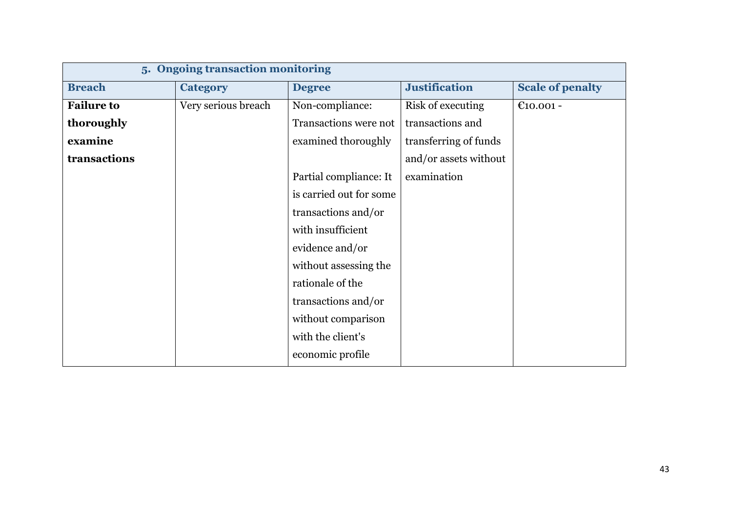| 5. Ongoing transaction monitoring | | | | |
|---|---|---|---|---|
| **Breach** | **Category** | **Degree** | **Justification** | **Scale of penalty** |
| **Failure to thoroughly examine transactions** | Very serious breach | Non-compliance: Transactions were not examined thoroughly<br><br>Partial compliance: It is carried out for some transactions and/or with insufficient evidence and/or without assessing the rationale of the transactions and/or without comparison with the client's economic profile | Risk of executing transactions and transferring of funds and/or assets without examination | €10.001 - |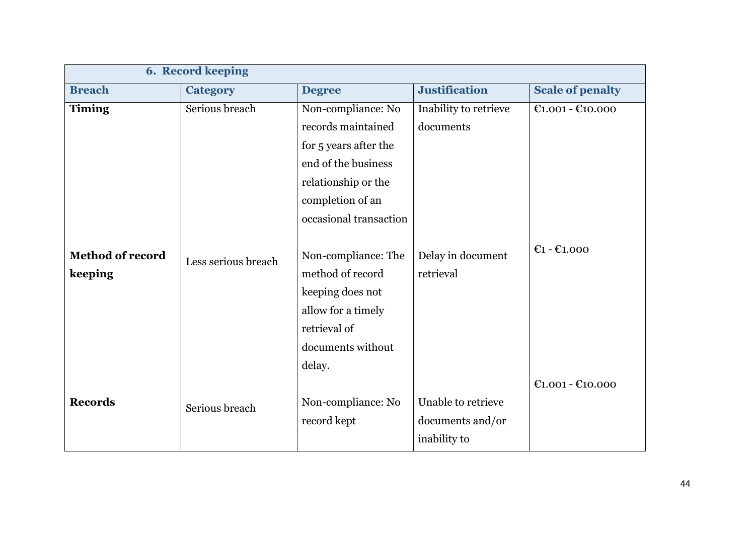| 6. Record keeping | | | | |
|---|---|---|---|---|
| **Breach** | **Category** | **Degree** | **Justification** | **Scale of penalty** |
| **Timing** | Serious breach | Non-compliance: No records maintained for 5 years after the end of the business relationship or the completion of an occasional transaction | Inability to retrieve documents | €1.001 - €10.000 |
| **Method of record keeping** | Less serious breach | Non-compliance: The method of record keeping does not allow for a timely retrieval of documents without delay. | Delay in document retrieval | €1 - €1.000 |
| **Records** | Serious breach | Non-compliance: No record kept | Unable to retrieve documents and/or inability to | €1.001 - €10.000 |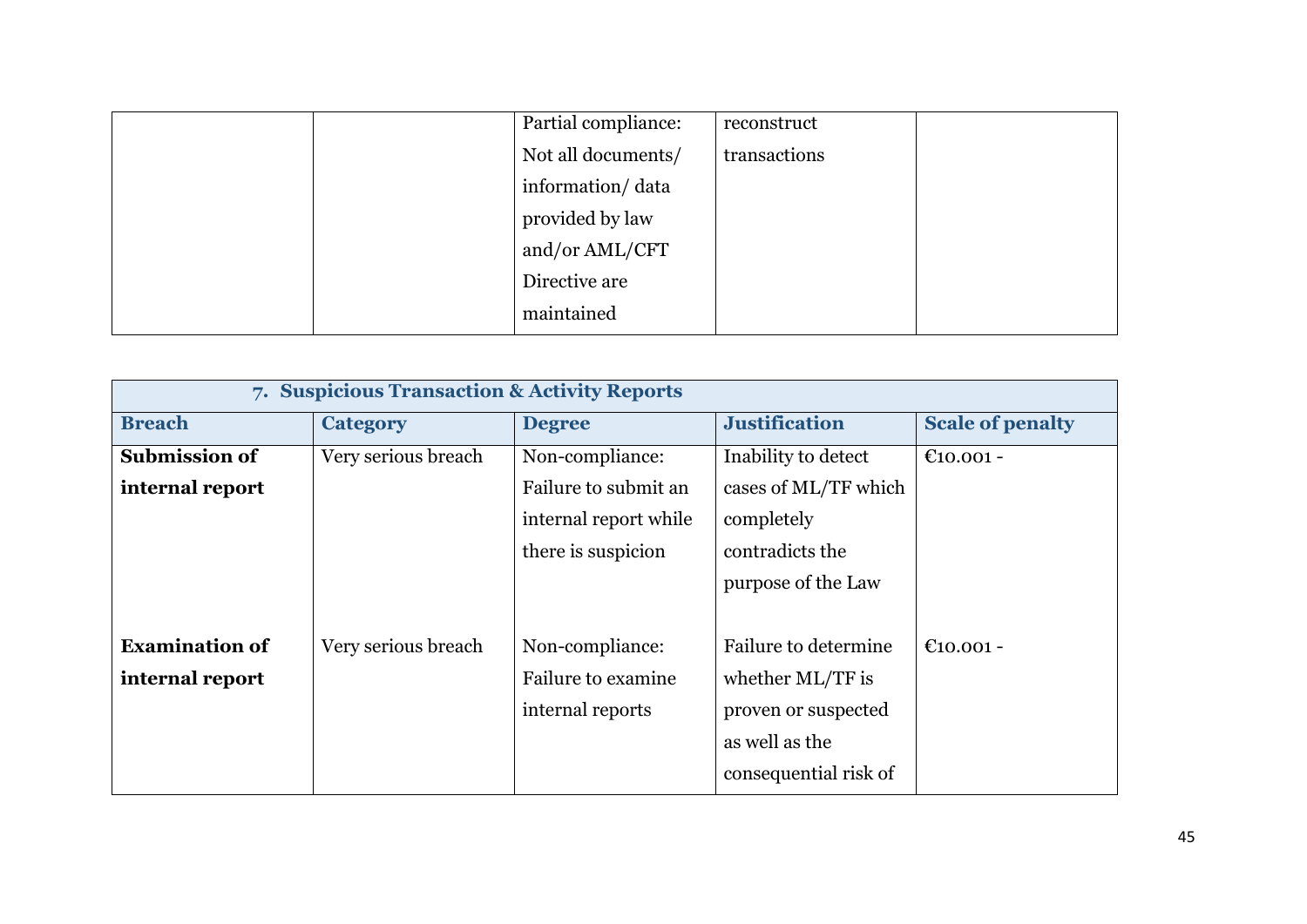| | | Partial compliance: Not all documents/ information/ data provided by law and/or AML/CFT Directive are maintained | reconstruct transactions | |
|---|---|---|---|---|

| 7. Suspicious Transaction & Activity Reports | | | | |
|---|---|---|---|---|
| **Breach** | **Category** | **Degree** | **Justification** | **Scale of penalty** |
| **Submission of internal report** | Very serious breach | Non-compliance: Failure to submit an internal report while there is suspicion | Inability to detect cases of ML/TF which completely contradicts the purpose of the Law | €10.001 - |
| **Examination of internal report** | Very serious breach | Non-compliance: Failure to examine internal reports | Failure to determine whether ML/TF is proven or suspected as well as the consequential risk of | €10.001 - |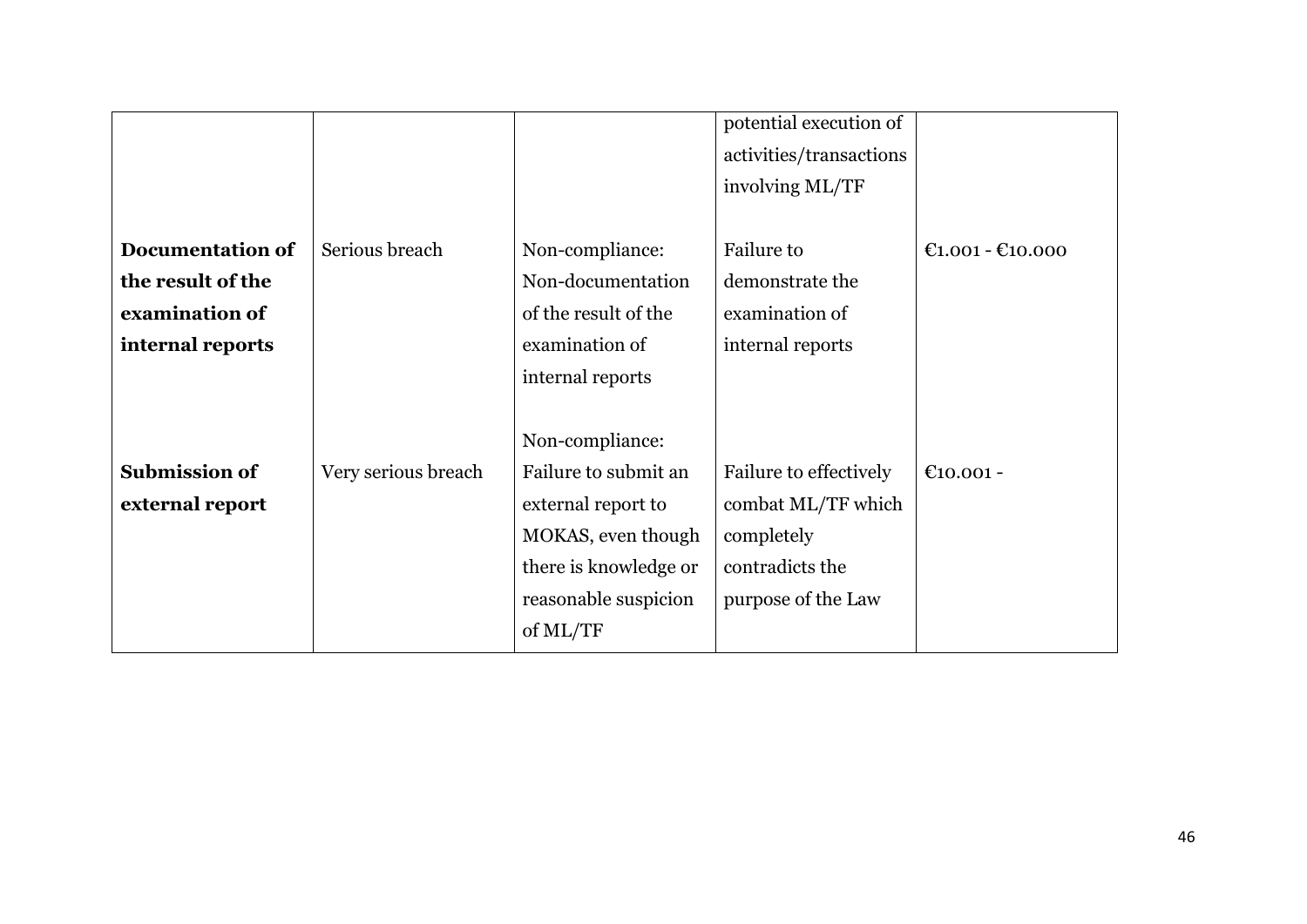| | | | | |
|---|---|---|---|---|
| | | | potential execution of activities/transactions involving ML/TF | |
| **Documentation of the result of the examination of internal reports** | Serious breach | Non-compliance: Non-documentation of the result of the examination of internal reports | Failure to demonstrate the examination of internal reports | €1.001 - €10.000 |
| **Submission of external report** | Very serious breach | Non-compliance: Failure to submit an external report to MOKAS, even though there is knowledge or reasonable suspicion of ML/TF | Failure to effectively combat ML/TF which completely contradicts the purpose of the Law | €10.001 - |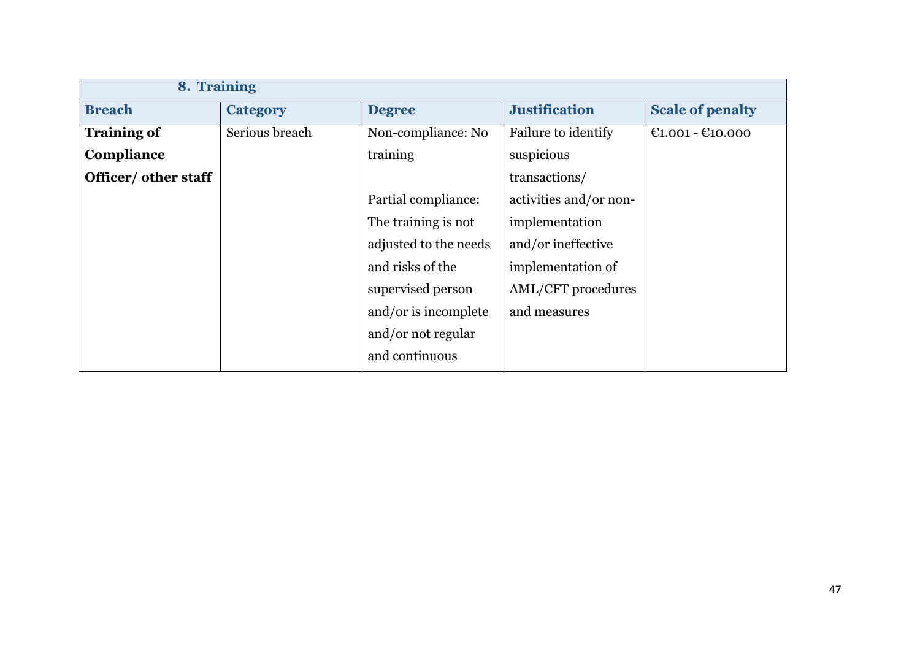| 8. Training | | | | |
|---|---|---|---|---|
| **Breach** | **Category** | **Degree** | **Justification** | **Scale of penalty** |
| **Training of Compliance Officer/ other staff** | Serious breach | Non-compliance: No training<br><br>Partial compliance: The training is not adjusted to the needs and risks of the supervised person and/or is incomplete and/or not regular and continuous | Failure to identify suspicious transactions/ activities and/or non-implementation and/or ineffective implementation of AML/CFT procedures and measures | €1.001 - €10.000 |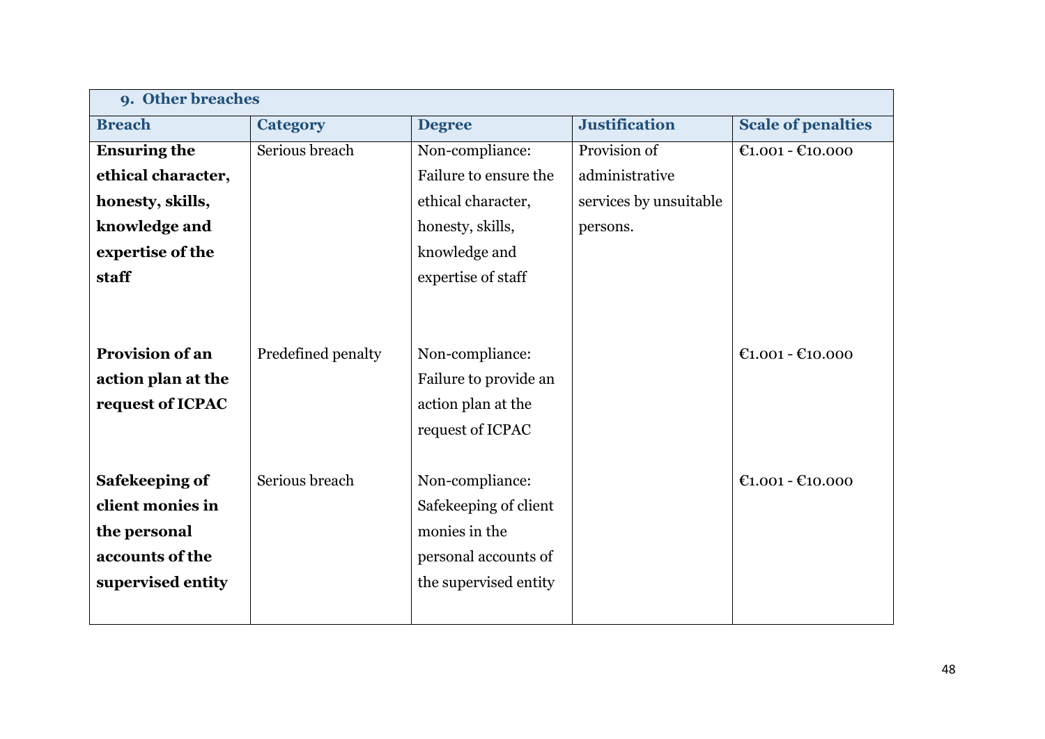| 9. Other breaches | | | | |
|---|---|---|---|---|
| **Breach** | **Category** | **Degree** | **Justification** | **Scale of penalties** |
| **Ensuring the ethical character, honesty, skills, knowledge and expertise of the staff** | Serious breach | Non-compliance: Failure to ensure the ethical character, honesty, skills, knowledge and expertise of staff | Provision of administrative services by unsuitable persons. | €1.001 - €10.000 |
| **Provision of an action plan at the request of ICPAC** | Predefined penalty | Non-compliance: Failure to provide an action plan at the request of ICPAC | | €1.001 - €10.000 |
| **Safekeeping of client monies in the personal accounts of the supervised entity** | Serious breach | Non-compliance: Safekeeping of client monies in the personal accounts of the supervised entity | | €1.001 - €10.000 |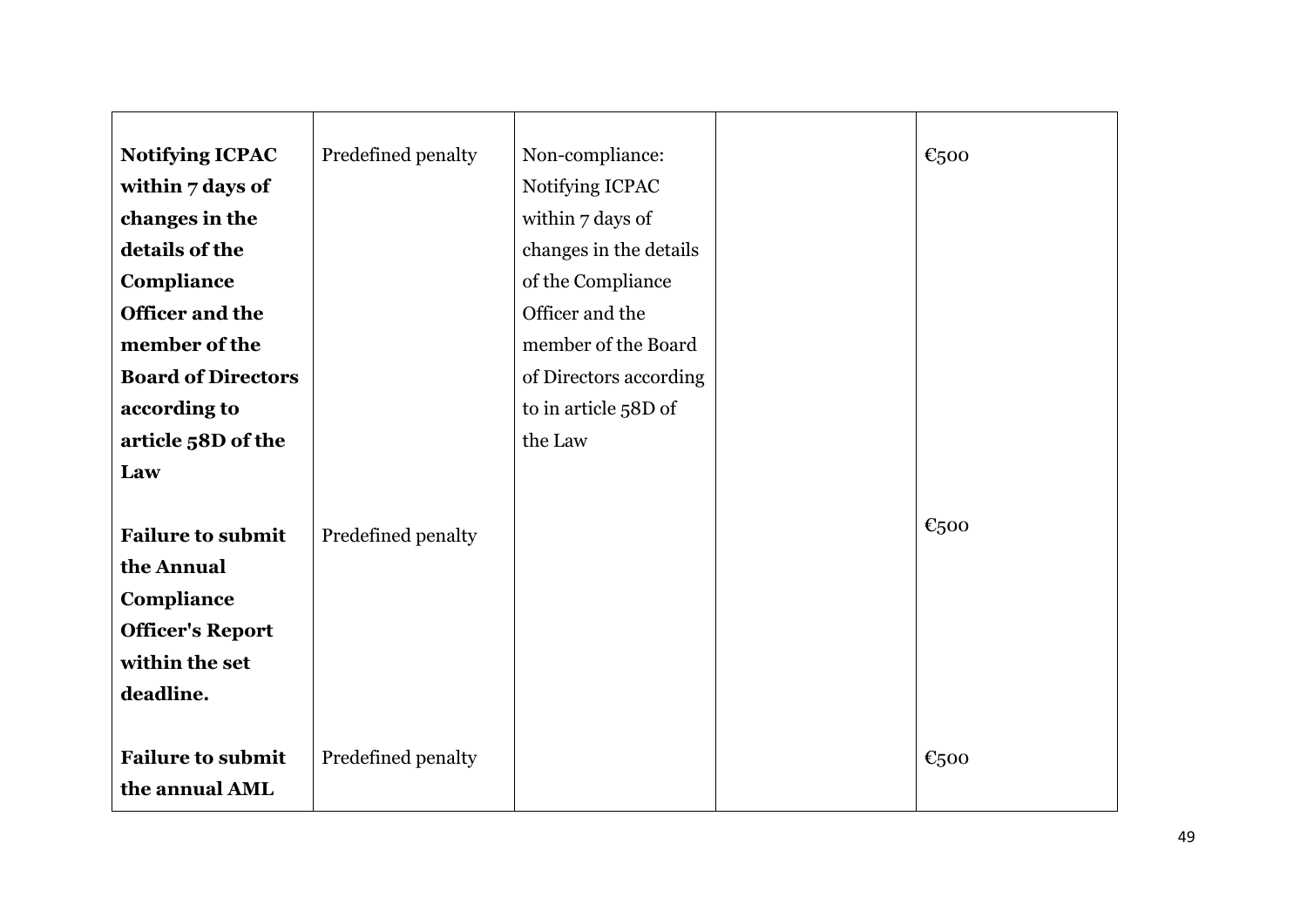| | | | | |
|---|---|---|---|---|
| **Notifying ICPAC within 7 days of changes in the details of the Compliance Officer and the member of the Board of Directors according to article 58D of the Law** | Predefined penalty | Non-compliance: Notifying ICPAC within 7 days of changes in the details of the Compliance Officer and the member of the Board of Directors according to in article 58D of the Law | | €500 |
| **Failure to submit the Annual Compliance Officer's Report within the set deadline.** | Predefined penalty | | | €500 |
| **Failure to submit the annual AML** | Predefined penalty | | | €500 |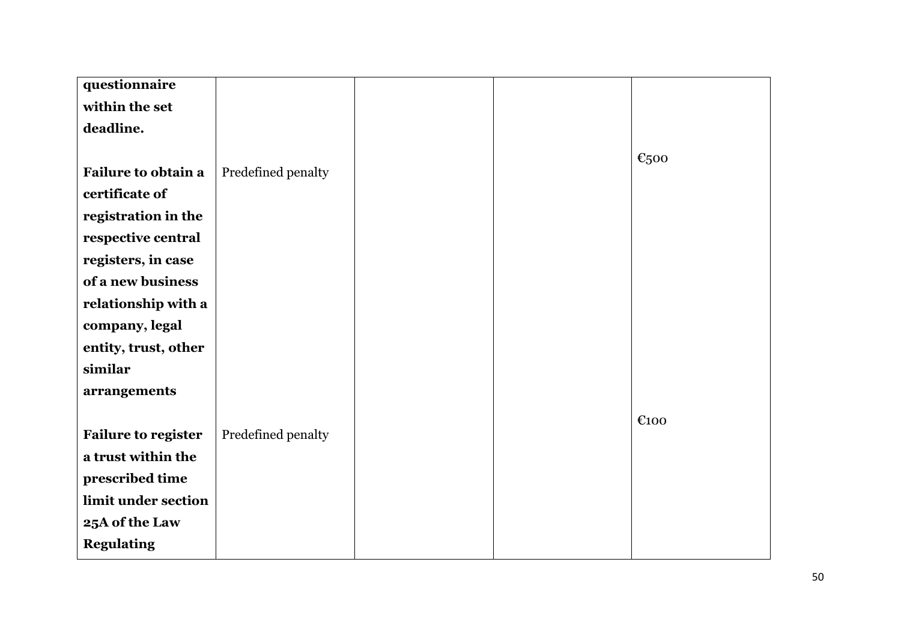| | | | | |
|---|---|---|---|---|
| **questionnaire within the set deadline.** | | | | |
| **Failure to obtain a certificate of registration in the respective central registers, in case of a new business relationship with a company, legal entity, trust, other similar arrangements** | Predefined penalty | | | €500 |
| **Failure to register a trust within the prescribed time limit under section 25A of the Law Regulating** | Predefined penalty | | | €100 |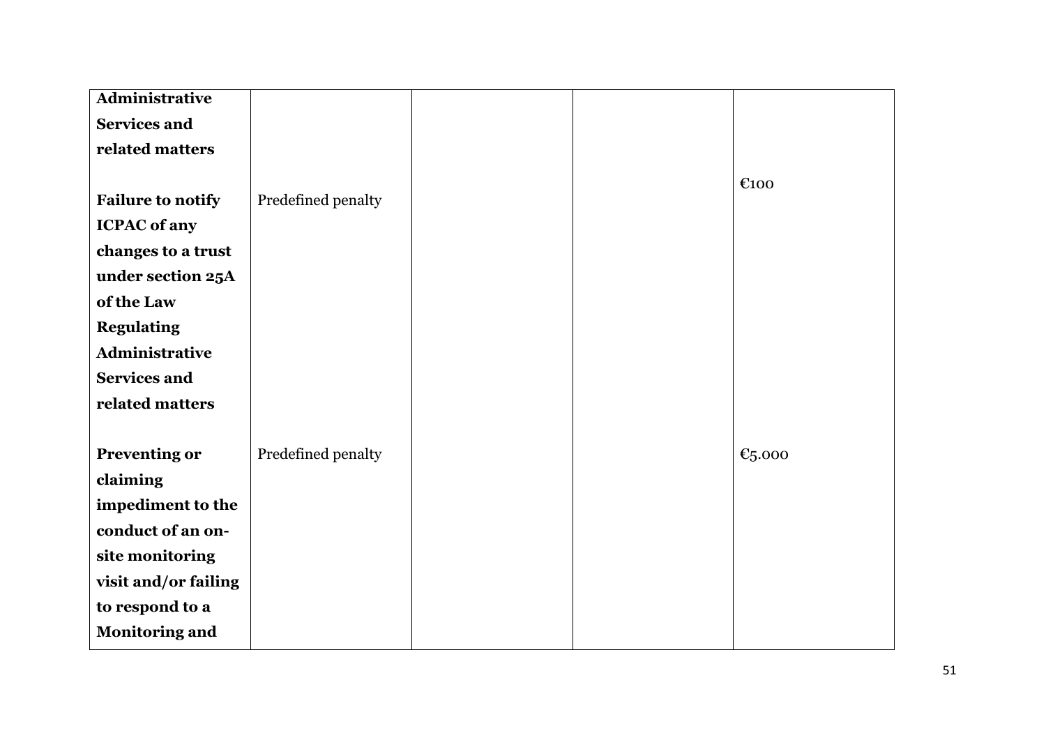| | | | | |
|---|---|---|---|---|
| **Administrative Services and related matters** | | | | |
| **Failure to notify ICPAC of any changes to a trust under section 25A of the Law Regulating Administrative Services and related matters** | Predefined penalty | | | €100 |
| **Preventing or claiming impediment to the conduct of an on-site monitoring visit and/or failing to respond to a Monitoring and** | Predefined penalty | | | €5.000 |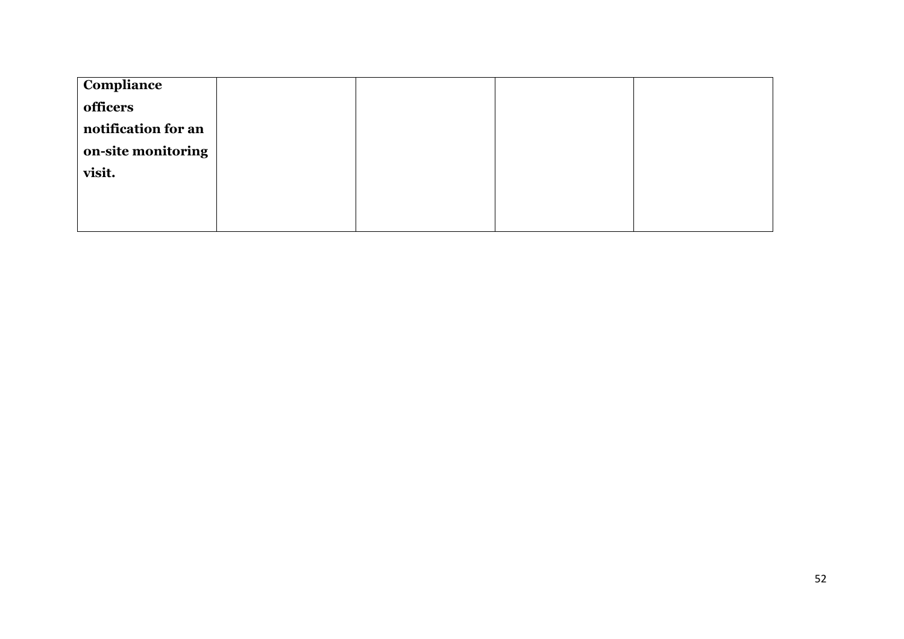| **Compliance officers notification for an on-site monitoring visit.** | | | | |
|---|---|---|---|---|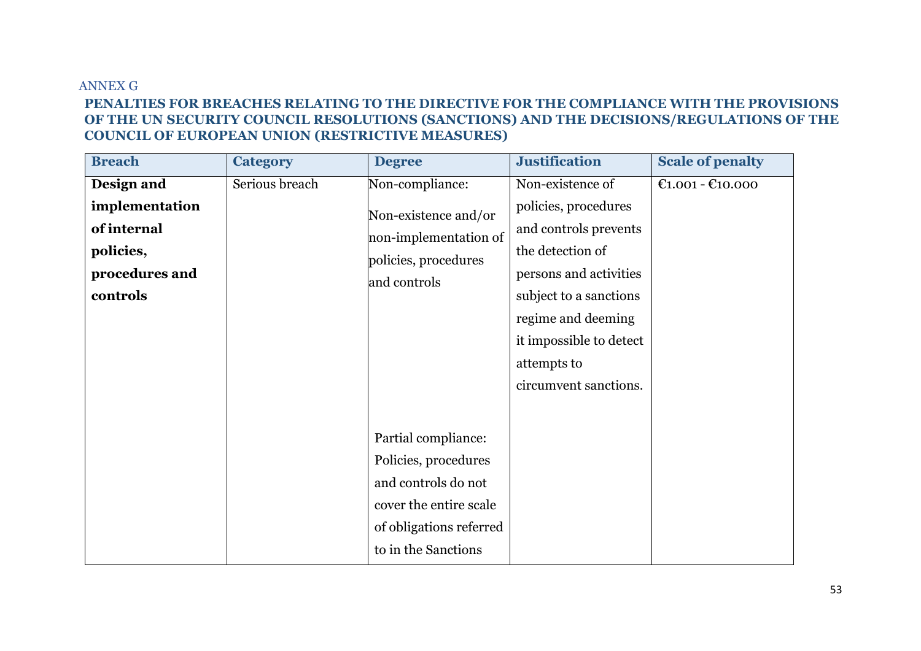ANNEX G

## PENALTIES FOR BREACHES RELATING TO THE DIRECTIVE FOR THE COMPLIANCE WITH THE PROVISIONS OF THE UN SECURITY COUNCIL RESOLUTIONS (SANCTIONS) AND THE DECISIONS/REGULATIONS OF THE COUNCIL OF EUROPEAN UNION (RESTRICTIVE MEASURES)

| Breach | Category | Degree | Justification | Scale of penalty |
|---|---|---|---|---|
| **Design and implementation of internal policies, procedures and controls** | Serious breach | Non-compliance: Non-existence and/or non-implementation of policies, procedures and controls | Non-existence of policies, procedures and controls prevents the detection of persons and activities subject to a sanctions regime and deeming it impossible to detect attempts to circumvent sanctions. | €1.001 - €10.000 |
| | | Partial compliance: Policies, procedures and controls do not cover the entire scale of obligations referred to in the Sanctions | | |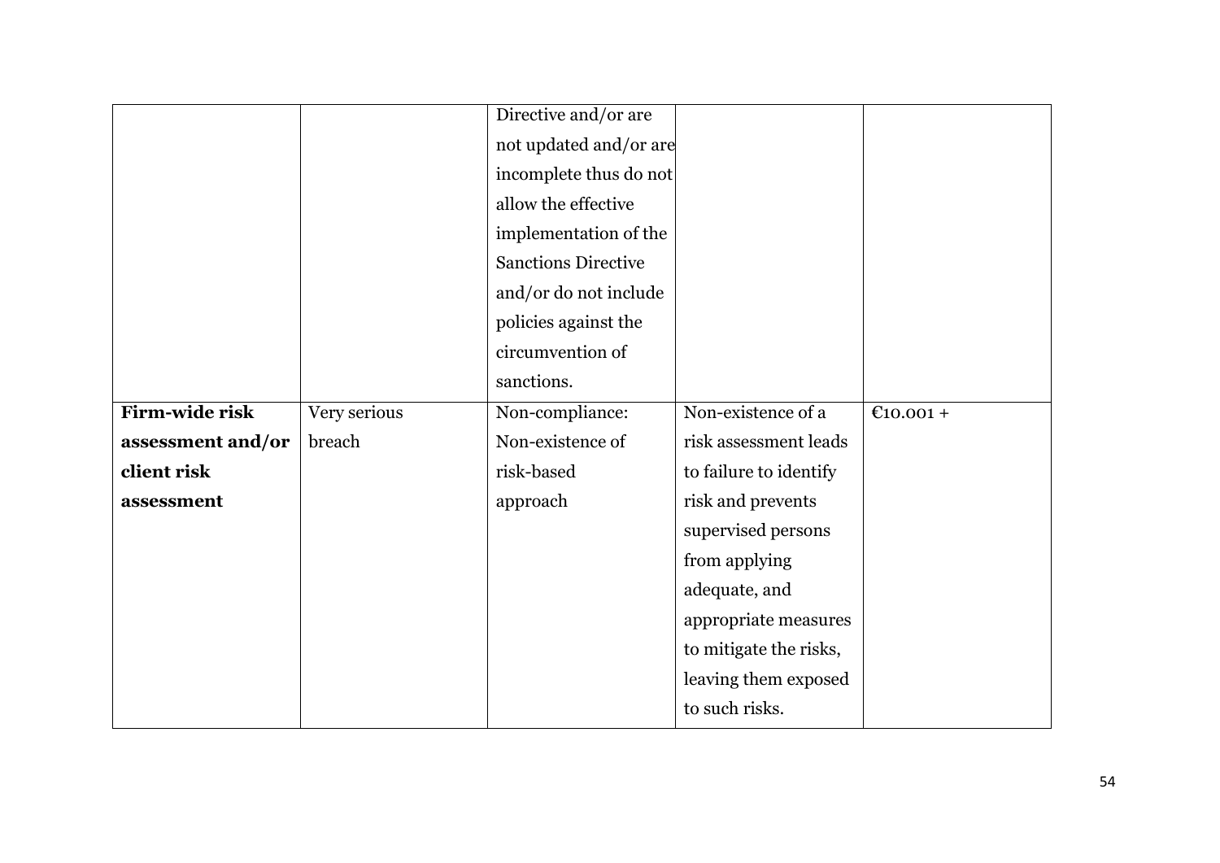| | | | | |
|---|---|---|---|---|
| | | Directive and/or are not updated and/or are incomplete thus do not allow the effective implementation of the Sanctions Directive and/or do not include policies against the circumvention of sanctions. | | |
| **Firm-wide risk assessment and/or client risk assessment** | Very serious breach | Non-compliance: Non-existence of risk-based approach | Non-existence of a risk assessment leads to failure to identify risk and prevents supervised persons from applying adequate, and appropriate measures to mitigate the risks, leaving them exposed to such risks. | €10.001 + |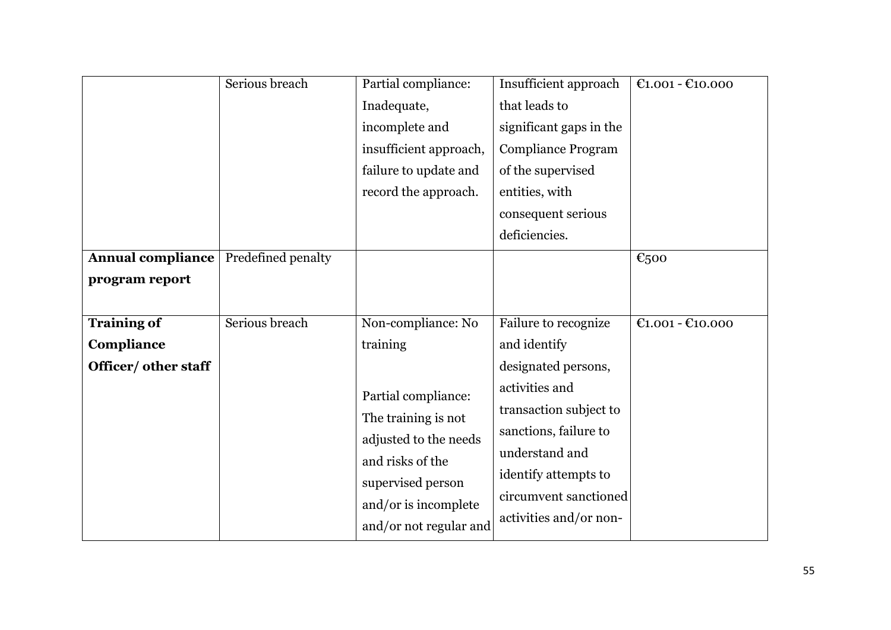| | | | | |
|---|---|---|---|---|
| | Serious breach | Partial compliance: Inadequate, incomplete and insufficient approach, failure to update and record the approach. | Insufficient approach that leads to significant gaps in the Compliance Program of the supervised entities, with consequent serious deficiencies. | €1.001 - €10.000 |
| **Annual compliance program report** | Predefined penalty | | | €500 |
| **Training of Compliance Officer/ other staff** | Serious breach | Non-compliance: No training<br><br>Partial compliance: The training is not adjusted to the needs and risks of the supervised person and/or is incomplete and/or not regular and | Failure to recognize and identify designated persons, activities and transaction subject to sanctions, failure to understand and identify attempts to circumvent sanctioned activities and/or non- | €1.001 - €10.000 |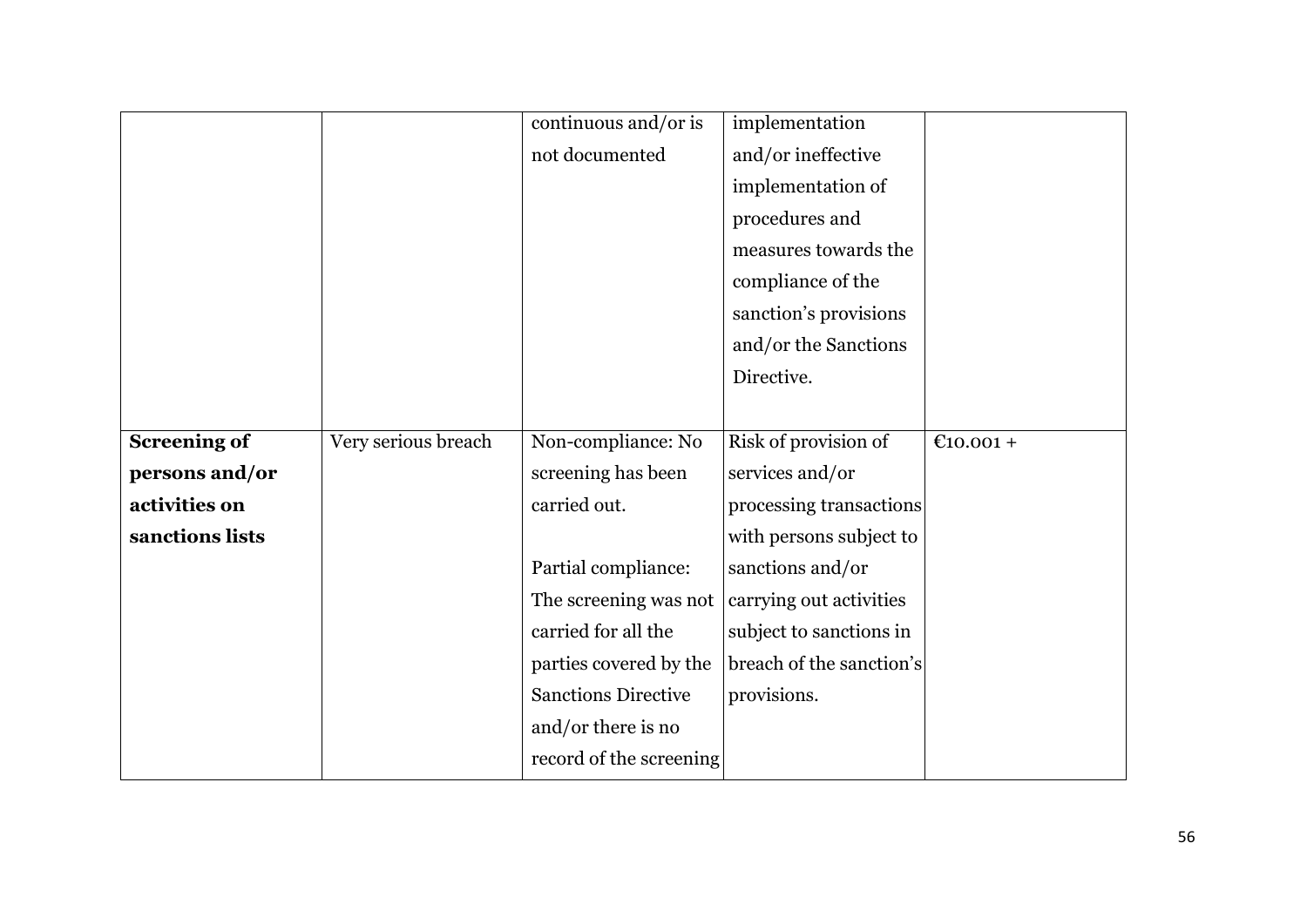| | | | | |
|---|---|---|---|---|
| | | continuous and/or is not documented | implementation and/or ineffective implementation of procedures and measures towards the compliance of the sanction's provisions and/or the Sanctions Directive. | |
| **Screening of persons and/or activities on sanctions lists** | Very serious breach | Non-compliance: No screening has been carried out.<br><br>Partial compliance: The screening was not carried for all the parties covered by the Sanctions Directive and/or there is no record of the screening | Risk of provision of services and/or processing transactions with persons subject to sanctions and/or carrying out activities subject to sanctions in breach of the sanction's provisions. | €10.001 + |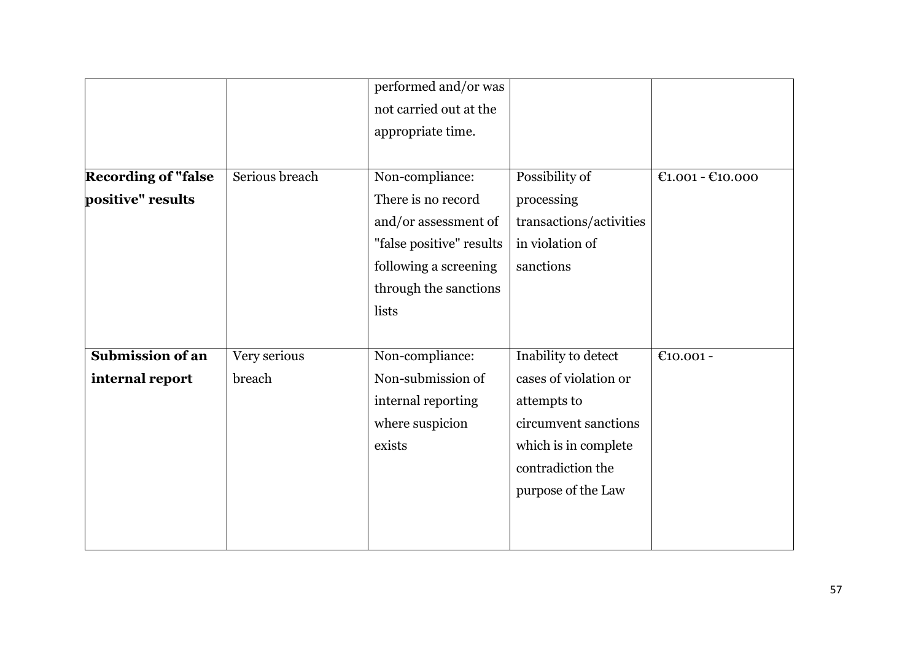| | | performed and/or was not carried out at the appropriate time. | | |
|---|---|---|---|---|
| **Recording of "false positive" results** | Serious breach | Non-compliance: There is no record and/or assessment of "false positive" results following a screening through the sanctions lists | Possibility of processing transactions/activities in violation of sanctions | €1.001 - €10.000 |
| **Submission of an internal report** | Very serious breach | Non-compliance: Non-submission of internal reporting where suspicion exists | Inability to detect cases of violation or attempts to circumvent sanctions which is in complete contradiction the purpose of the Law | €10.001 - |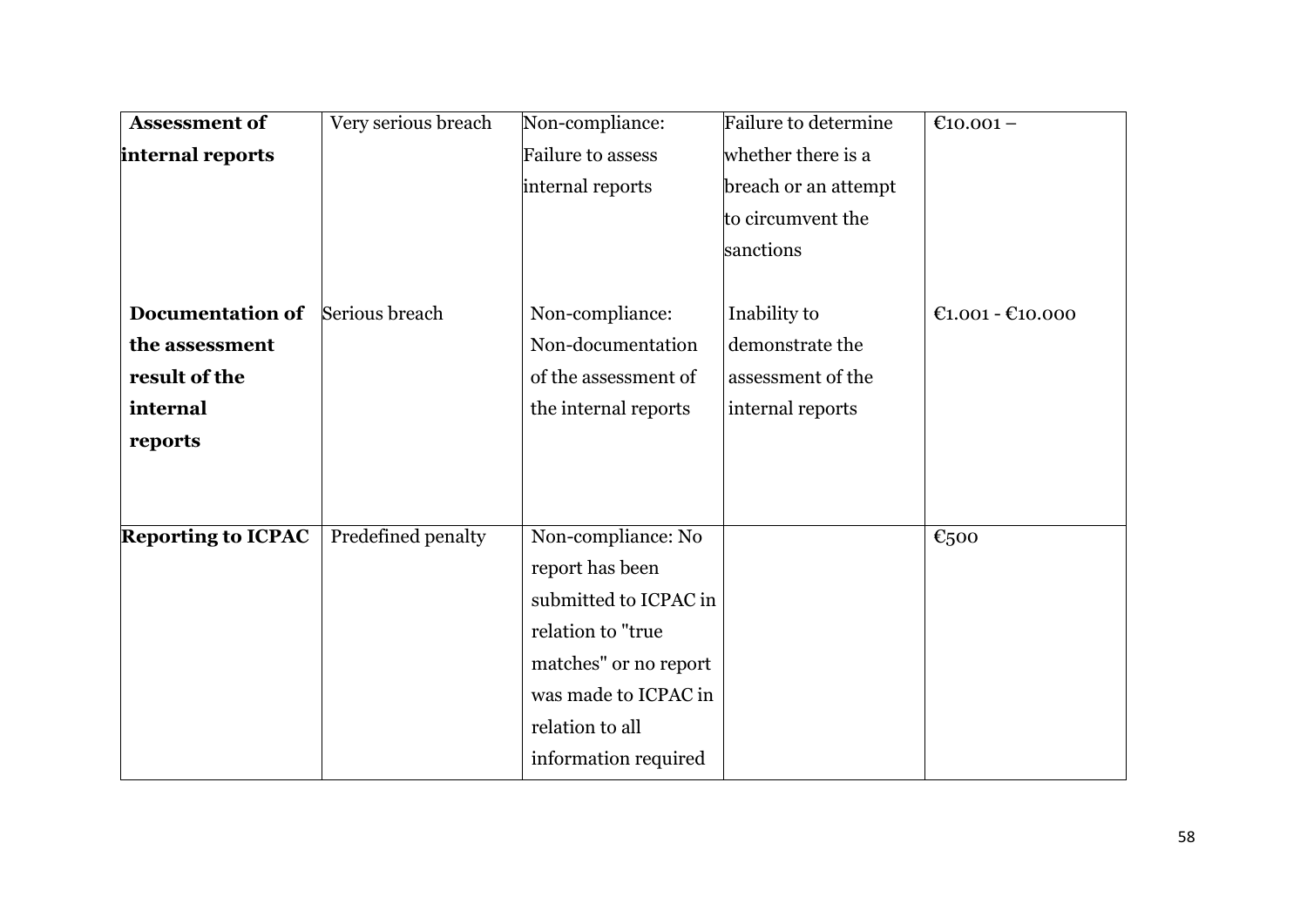| **Assessment of internal reports** | Very serious breach | Non-compliance: Failure to assess internal reports | Failure to determine whether there is a breach or an attempt to circumvent the sanctions | €10.001 – |
|---|---|---|---|---|
| **Documentation of the assessment result of the internal reports** | Serious breach | Non-compliance: Non-documentation of the assessment of the internal reports | Inability to demonstrate the assessment of the internal reports | €1.001 - €10.000 |
| **Reporting to ICPAC** | Predefined penalty | Non-compliance: No report has been submitted to ICPAC in relation to "true matches" or no report was made to ICPAC in relation to all information required | | €500 |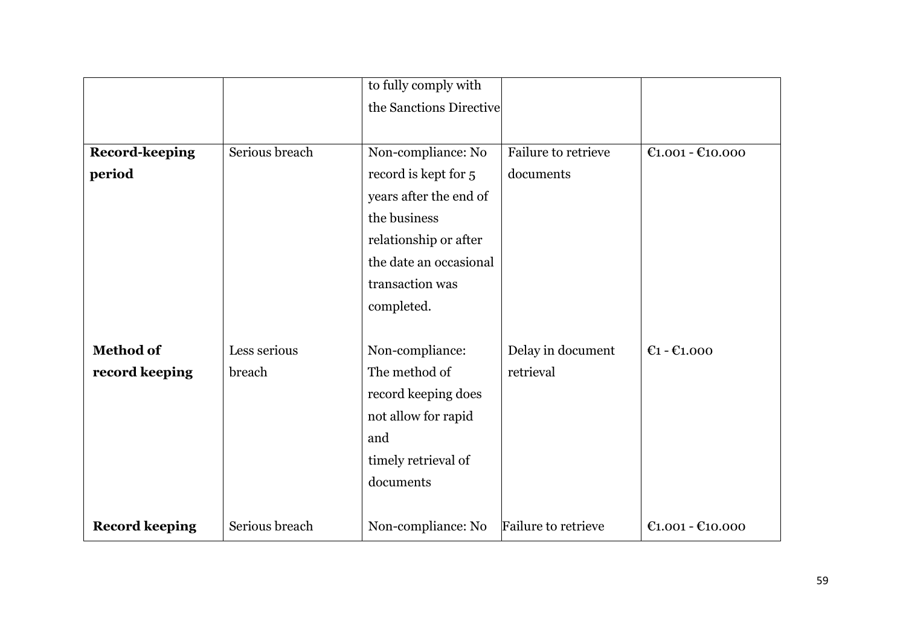| | | | | |
|---|---|---|---|---|
| | | to fully comply with the Sanctions Directive | | |
| **Record-keeping period** | Serious breach | Non-compliance: No record is kept for 5 years after the end of the business relationship or after the date an occasional transaction was completed. | Failure to retrieve documents | €1.001 - €10.000 |
| **Method of record keeping** | Less serious breach | Non-compliance: The method of record keeping does not allow for rapid and timely retrieval of documents | Delay in document retrieval | €1 - €1.000 |
| **Record keeping** | Serious breach | Non-compliance: No | Failure to retrieve | €1.001 - €10.000 |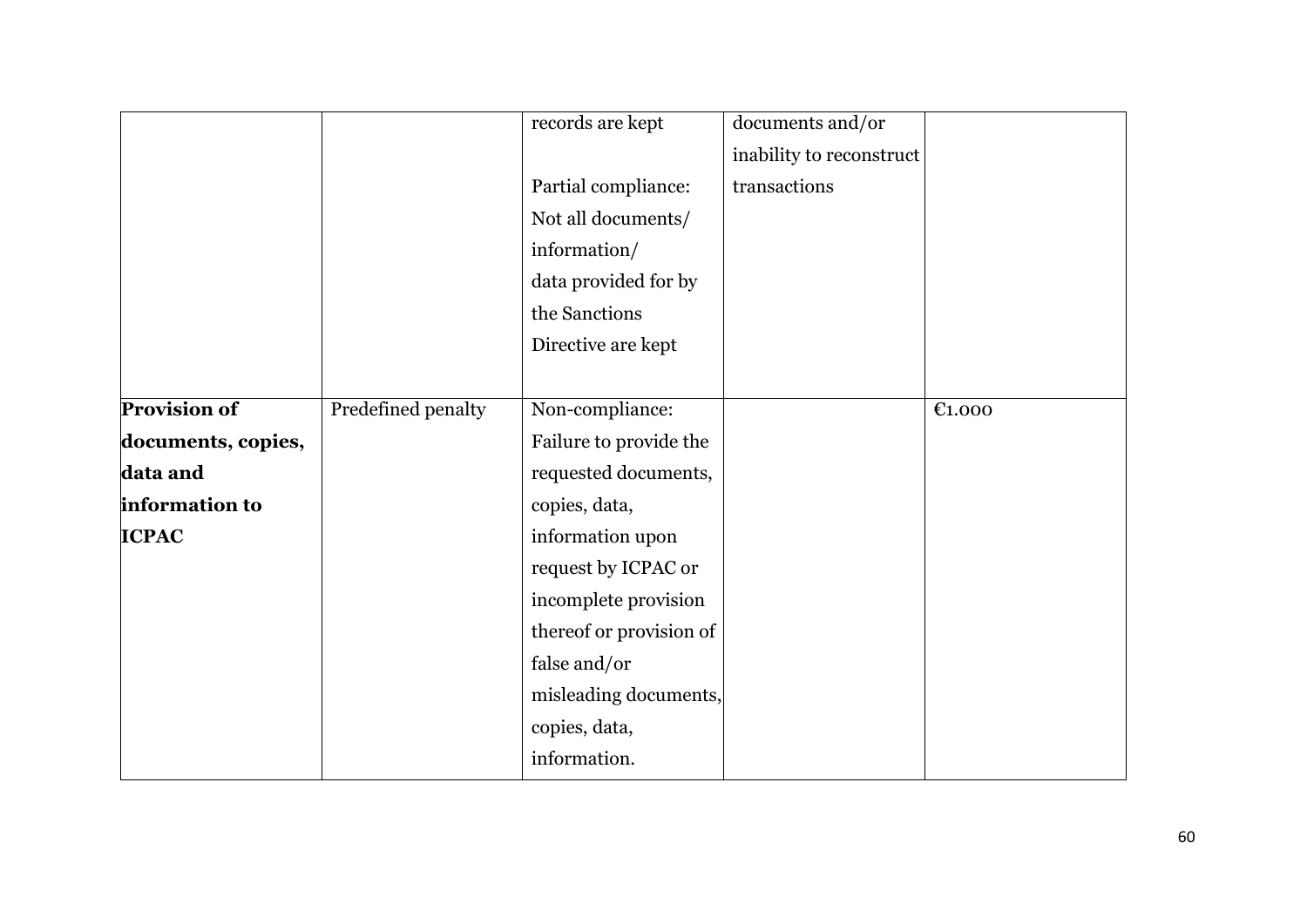|  |  |  |  |  |
|---|---|---|---|---|
|  |  | records are kept<br><br>Partial compliance: Not all documents/ information/ data provided for by the Sanctions Directive are kept | documents and/or inability to reconstruct transactions |  |
| **Provision of documents, copies, data and information to ICPAC** | Predefined penalty | Non-compliance: Failure to provide the requested documents, copies, data, information upon request by ICPAC or incomplete provision thereof or provision of false and/or misleading documents, copies, data, information. |  | €1.000 |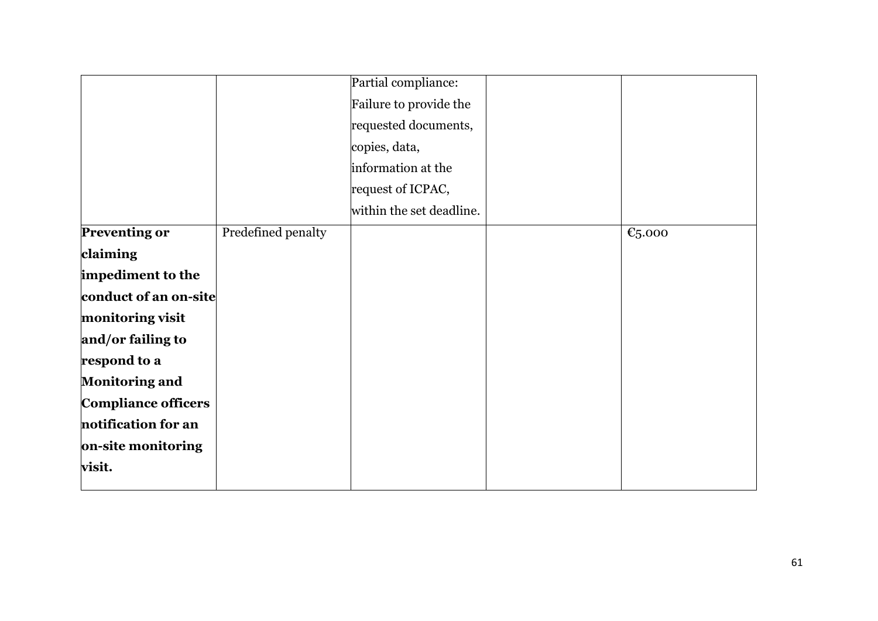| | | | | |
|---|---|---|---|---|
| | | Partial compliance: Failure to provide the requested documents, copies, data, information at the request of ICPAC, within the set deadline. | | |
| **Preventing or claiming impediment to the conduct of an on-site monitoring visit and/or failing to respond to a Monitoring and Compliance officers notification for an on-site monitoring visit.** | Predefined penalty | | | €5.000 |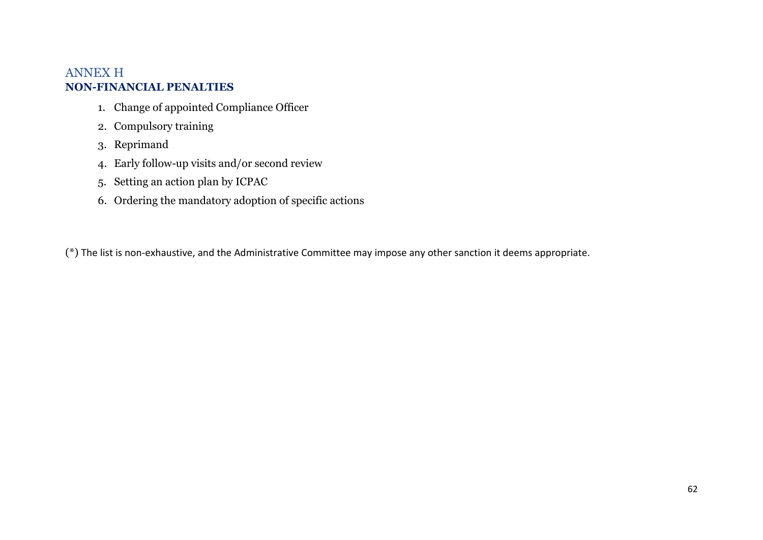## ANNEX H
**NON-FINANCIAL PENALTIES**

1. Change of appointed Compliance Officer
2. Compulsory training
3. Reprimand
4. Early follow-up visits and/or second review
5. Setting an action plan by ICPAC
6. Ordering the mandatory adoption of specific actions

(*) The list is non-exhaustive, and the Administrative Committee may impose any other sanction it deems appropriate.